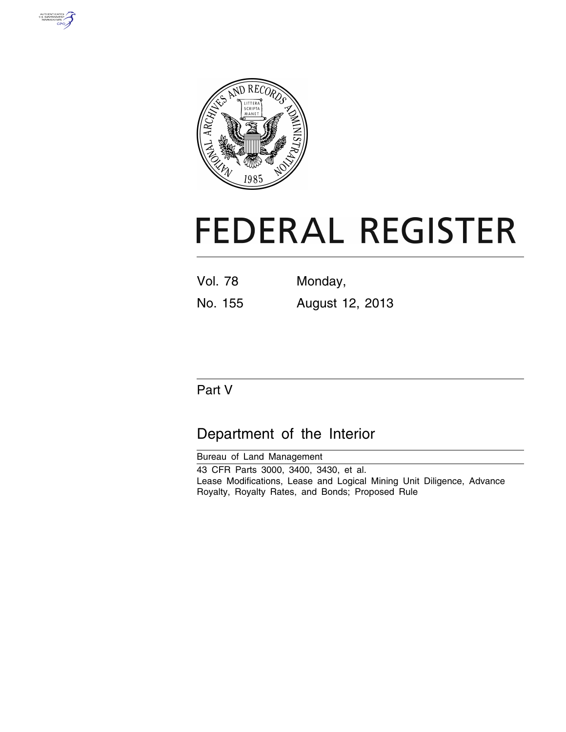# FEDERAL REGISTER

| Vol. 78 | Monday, |
|---|---|
| No. 155 | August 12, 2013 |

## Part V

## Department of the Interior

Bureau of Land Management

43 CFR Parts 3000, 3400, 3430, et al.

Lease Modifications, Lease and Logical Mining Unit Diligence, Advance Royalty, Royalty Rates, and Bonds; Proposed Rule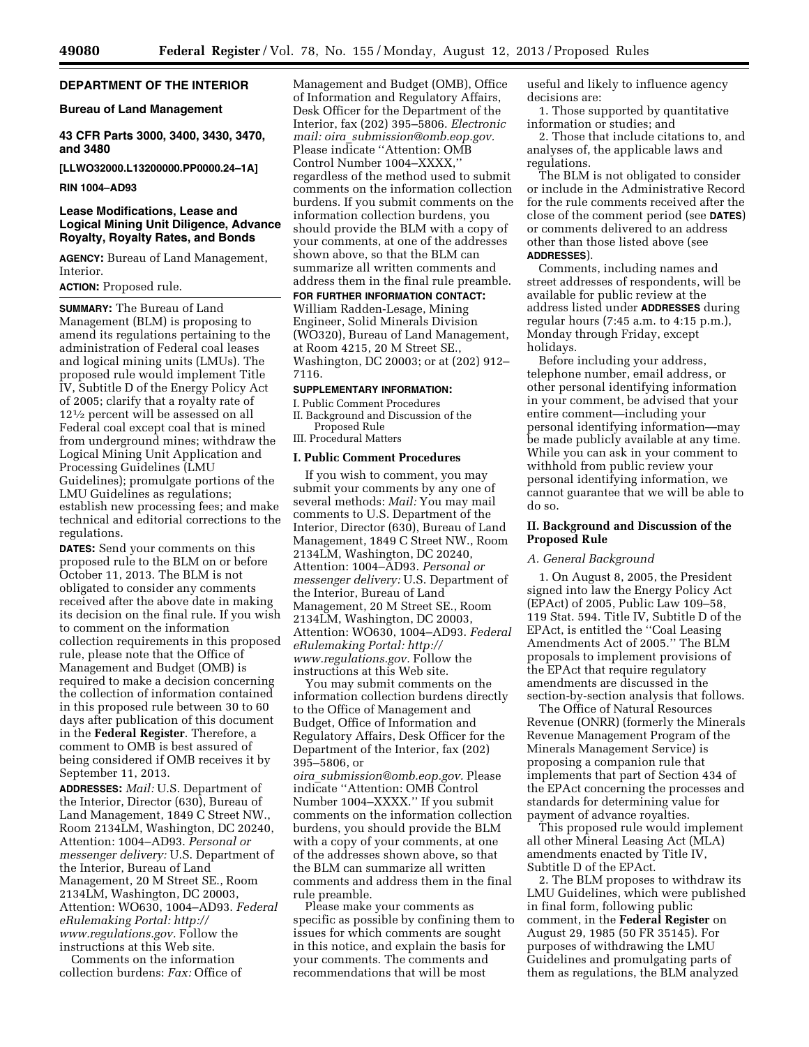## DEPARTMENT OF THE INTERIOR

### Bureau of Land Management

### 43 CFR Parts 3000, 3400, 3430, 3470, and 3480

**[LLWO32000.L13200000.PP0000.24–1A]**

**RIN 1004–AD93**

## Lease Modifications, Lease and Logical Mining Unit Diligence, Advance Royalty, Royalty Rates, and Bonds

**AGENCY:** Bureau of Land Management, Interior.

**ACTION:** Proposed rule.

**SUMMARY:** The Bureau of Land Management (BLM) is proposing to amend its regulations pertaining to the administration of Federal coal leases and logical mining units (LMUs). The proposed rule would implement Title IV, Subtitle D of the Energy Policy Act of 2005; clarify that a royalty rate of 12½ percent will be assessed on all Federal coal except coal that is mined from underground mines; withdraw the Logical Mining Unit Application and Processing Guidelines (LMU Guidelines); promulgate portions of the LMU Guidelines as regulations; establish new processing fees; and make technical and editorial corrections to the regulations.

**DATES:** Send your comments on this proposed rule to the BLM on or before October 11, 2013. The BLM is not obligated to consider any comments received after the above date in making its decision on the final rule. If you wish to comment on the information collection requirements in this proposed rule, please note that the Office of Management and Budget (OMB) is required to make a decision concerning the collection of information contained in this proposed rule between 30 to 60 days after publication of this document in the **Federal Register**. Therefore, a comment to OMB is best assured of being considered if OMB receives it by September 11, 2013.

**ADDRESSES:** *Mail:* U.S. Department of the Interior, Director (630), Bureau of Land Management, 1849 C Street NW., Room 2134LM, Washington, DC 20240, Attention: 1004–AD93. *Personal or messenger delivery:* U.S. Department of the Interior, Bureau of Land Management, 20 M Street SE., Room 2134LM, Washington, DC 20003, Attention: WO630, 1004–AD93. *Federal eRulemaking Portal: http://www.regulations.gov.* Follow the instructions at this Web site.

Comments on the information collection burdens: *Fax:* Office of Management and Budget (OMB), Office of Information and Regulatory Affairs, Desk Officer for the Department of the Interior, fax (202) 395–5806. *Electronic mail: oira_submission@omb.eop.gov.* Please indicate ''Attention: OMB Control Number 1004–XXXX,'' regardless of the method used to submit comments on the information collection burdens. If you submit comments on the information collection burdens, you should provide the BLM with a copy of your comments, at one of the addresses shown above, so that the BLM can summarize all written comments and address them in the final rule preamble.

**FOR FURTHER INFORMATION CONTACT:** William Radden-Lesage, Mining Engineer, Solid Minerals Division (WO320), Bureau of Land Management, at Room 4215, 20 M Street SE., Washington, DC 20003; or at (202) 912–7116.

**SUPPLEMENTARY INFORMATION:**

I. Public Comment Procedures
II. Background and Discussion of the Proposed Rule
III. Procedural Matters

## I. Public Comment Procedures

If you wish to comment, you may submit your comments by any one of several methods: *Mail:* You may mail comments to U.S. Department of the Interior, Director (630), Bureau of Land Management, 1849 C Street NW., Room 2134LM, Washington, DC 20240, Attention: 1004–AD93. *Personal or messenger delivery:* U.S. Department of the Interior, Bureau of Land Management, 20 M Street SE., Room 2134LM, Washington, DC 20003, Attention: WO630, 1004–AD93. *Federal eRulemaking Portal: http://www.regulations.gov.* Follow the instructions at this Web site.

You may submit comments on the information collection burdens directly to the Office of Management and Budget, Office of Information and Regulatory Affairs, Desk Officer for the Department of the Interior, fax (202) 395–5806, or *oira_submission@omb.eop.gov.* Please indicate ''Attention: OMB Control Number 1004–XXXX.'' If you submit comments on the information collection burdens, you should provide the BLM with a copy of your comments, at one of the addresses shown above, so that the BLM can summarize all written comments and address them in the final rule preamble.

Please make your comments as specific as possible by confining them to issues for which comments are sought in this notice, and explain the basis for your comments. The comments and recommendations that will be most useful and likely to influence agency decisions are:

1. Those supported by quantitative information or studies; and

2. Those that include citations to, and analyses of, the applicable laws and regulations.

The BLM is not obligated to consider or include in the Administrative Record for the rule comments received after the close of the comment period (see **DATES**) or comments delivered to an address other than those listed above (see **ADDRESSES**).

Comments, including names and street addresses of respondents, will be available for public review at the address listed under **ADDRESSES** during regular hours (7:45 a.m. to 4:15 p.m.), Monday through Friday, except holidays.

Before including your address, telephone number, email address, or other personal identifying information in your comment, be advised that your entire comment—including your personal identifying information—may be made publicly available at any time. While you can ask in your comment to withhold from public review your personal identifying information, we cannot guarantee that we will be able to do so.

## II. Background and Discussion of the Proposed Rule

### *A. General Background*

1. On August 8, 2005, the President signed into law the Energy Policy Act (EPAct) of 2005, Public Law 109–58, 119 Stat. 594. Title IV, Subtitle D of the EPAct, is entitled the ''Coal Leasing Amendments Act of 2005.'' The BLM proposals to implement provisions of the EPAct that require regulatory amendments are discussed in the section-by-section analysis that follows.

The Office of Natural Resources Revenue (ONRR) (formerly the Minerals Revenue Management Program of the Minerals Management Service) is proposing a companion rule that implements that part of Section 434 of the EPAct concerning the processes and standards for determining value for payment of advance royalties.

This proposed rule would implement all other Mineral Leasing Act (MLA) amendments enacted by Title IV, Subtitle D of the EPAct.

2. The BLM proposes to withdraw its LMU Guidelines, which were published in final form, following public comment, in the **Federal Register** on August 29, 1985 (50 FR 35145). For purposes of withdrawing the LMU Guidelines and promulgating parts of them as regulations, the BLM analyzed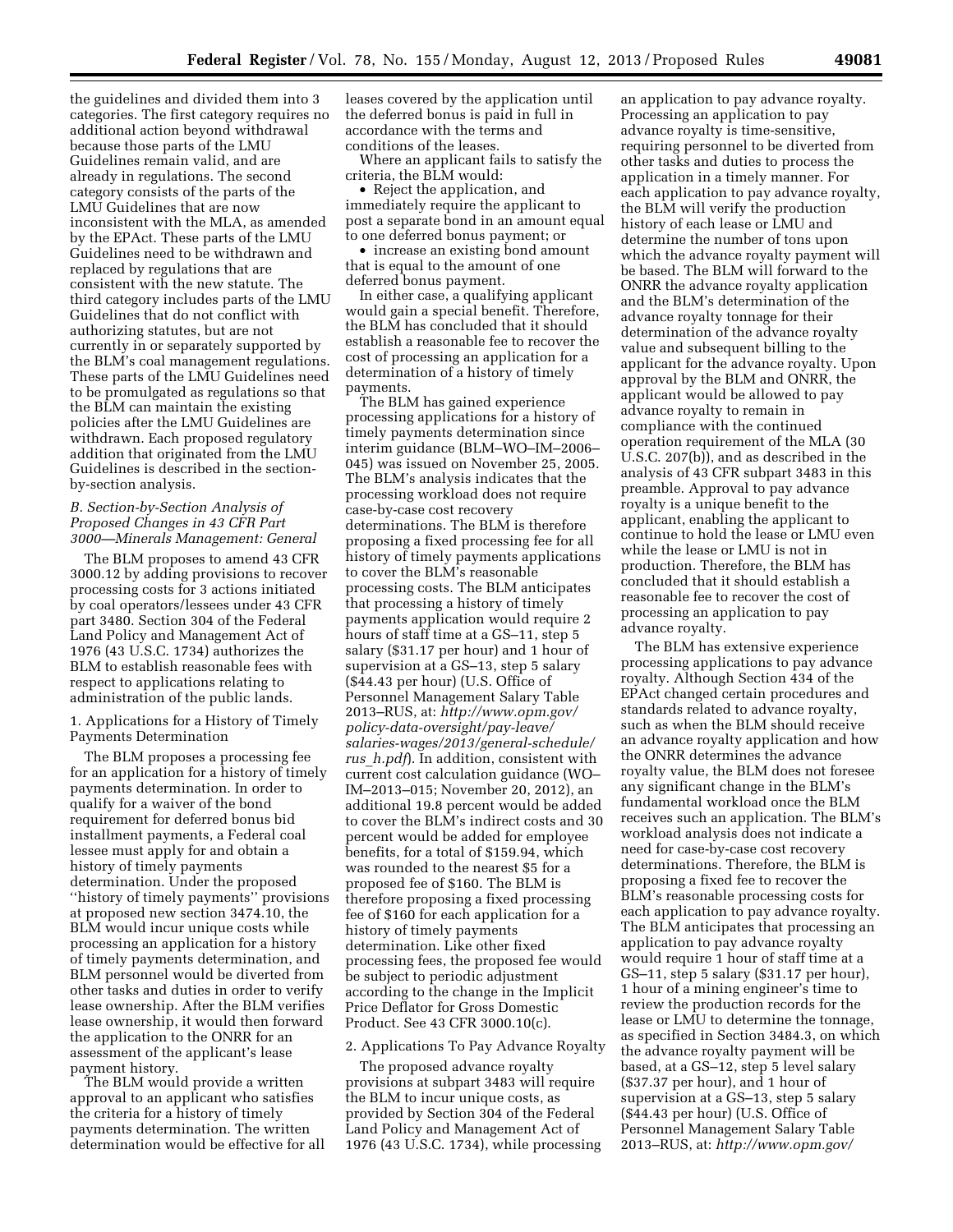the guidelines and divided them into 3 categories. The first category requires no additional action beyond withdrawal because those parts of the LMU Guidelines remain valid, and are already in regulations. The second category consists of the parts of the LMU Guidelines that are now inconsistent with the MLA, as amended by the EPAct. These parts of the LMU Guidelines need to be withdrawn and replaced by regulations that are consistent with the new statute. The third category includes parts of the LMU Guidelines that do not conflict with authorizing statutes, but are not currently in or separately supported by the BLM's coal management regulations. These parts of the LMU Guidelines need to be promulgated as regulations so that the BLM can maintain the existing policies after the LMU Guidelines are withdrawn. Each proposed regulatory addition that originated from the LMU Guidelines is described in the section-by-section analysis.

### *B. Section-by-Section Analysis of Proposed Changes in 43 CFR Part 3000—Minerals Management: General*

The BLM proposes to amend 43 CFR 3000.12 by adding provisions to recover processing costs for 3 actions initiated by coal operators/lessees under 43 CFR part 3480. Section 304 of the Federal Land Policy and Management Act of 1976 (43 U.S.C. 1734) authorizes the BLM to establish reasonable fees with respect to applications relating to administration of the public lands.

1. Applications for a History of Timely Payments Determination

The BLM proposes a processing fee for an application for a history of timely payments determination. In order to qualify for a waiver of the bond requirement for deferred bonus bid installment payments, a Federal coal lessee must apply for and obtain a history of timely payments determination. Under the proposed ''history of timely payments'' provisions at proposed new section 3474.10, the BLM would incur unique costs while processing an application for a history of timely payments determination, and BLM personnel would be diverted from other tasks and duties in order to verify lease ownership. After the BLM verifies lease ownership, it would then forward the application to the ONRR for an assessment of the applicant's lease payment history.

The BLM would provide a written approval to an applicant who satisfies the criteria for a history of timely payments determination. The written determination would be effective for all leases covered by the application until the deferred bonus is paid in full in accordance with the terms and conditions of the leases.

Where an applicant fails to satisfy the criteria, the BLM would:

- Reject the application, and immediately require the applicant to post a separate bond in an amount equal to one deferred bonus payment; or
- increase an existing bond amount that is equal to the amount of one deferred bonus payment.

In either case, a qualifying applicant would gain a special benefit. Therefore, the BLM has concluded that it should establish a reasonable fee to recover the cost of processing an application for a determination of a history of timely payments.

The BLM has gained experience processing applications for a history of timely payments determination since interim guidance (BLM–WO–IM–2006–045) was issued on November 25, 2005. The BLM's analysis indicates that the processing workload does not require case-by-case cost recovery determinations. The BLM is therefore proposing a fixed processing fee for all history of timely payments applications to cover the BLM's reasonable processing costs. The BLM anticipates that processing a history of timely payments application would require 2 hours of staff time at a GS–11, step 5 salary ($31.17 per hour) and 1 hour of supervision at a GS–13, step 5 salary ($44.43 per hour) (U.S. Office of Personnel Management Salary Table 2013–RUS, at: *http://www.opm.gov/policy-data-oversight/pay-leave/salaries-wages/2013/general-schedule/rus_h.pdf*). In addition, consistent with current cost calculation guidance (WO–IM–2013–015; November 20, 2012), an additional 19.8 percent would be added to cover the BLM's indirect costs and 30 percent would be added for employee benefits, for a total of $159.94, which was rounded to the nearest $5 for a proposed fee of $160. The BLM is therefore proposing a fixed processing fee of $160 for each application for a history of timely payments determination. Like other fixed processing fees, the proposed fee would be subject to periodic adjustment according to the change in the Implicit Price Deflator for Gross Domestic Product. See 43 CFR 3000.10(c).

2. Applications To Pay Advance Royalty

The proposed advance royalty provisions at subpart 3483 will require the BLM to incur unique costs, as provided by Section 304 of the Federal Land Policy and Management Act of 1976 (43 U.S.C. 1734), while processing an application to pay advance royalty. Processing an application to pay advance royalty is time-sensitive, requiring personnel to be diverted from other tasks and duties to process the application in a timely manner. For each application to pay advance royalty, the BLM will verify the production history of each lease or LMU and determine the number of tons upon which the advance royalty payment will be based. The BLM will forward to the ONRR the advance royalty application and the BLM's determination of the advance royalty tonnage for their determination of the advance royalty value and subsequent billing to the applicant for the advance royalty. Upon approval by the BLM and ONRR, the applicant would be allowed to pay advance royalty to remain in compliance with the continued operation requirement of the MLA (30 U.S.C. 207(b)), and as described in the analysis of 43 CFR subpart 3483 in this preamble. Approval to pay advance royalty is a unique benefit to the applicant, enabling the applicant to continue to hold the lease or LMU even while the lease or LMU is not in production. Therefore, the BLM has concluded that it should establish a reasonable fee to recover the cost of processing an application to pay advance royalty.

The BLM has extensive experience processing applications to pay advance royalty. Although Section 434 of the EPAct changed certain procedures and standards related to advance royalty, such as when the BLM should receive an advance royalty application and how the ONRR determines the advance royalty value, the BLM does not foresee any significant change in the BLM's fundamental workload once the BLM receives such an application. The BLM's workload analysis does not indicate a need for case-by-case cost recovery determinations. Therefore, the BLM is proposing a fixed fee to recover the BLM's reasonable processing costs for each application to pay advance royalty. The BLM anticipates that processing an application to pay advance royalty would require 1 hour of staff time at a GS–11, step 5 salary ($31.17 per hour), 1 hour of a mining engineer's time to review the production records for the lease or LMU to determine the tonnage, as specified in Section 3484.3, on which the advance royalty payment will be based, at a GS–12, step 5 level salary ($37.37 per hour), and 1 hour of supervision at a GS–13, step 5 salary ($44.43 per hour) (U.S. Office of Personnel Management Salary Table 2013–RUS, at: *http://www.opm.gov/*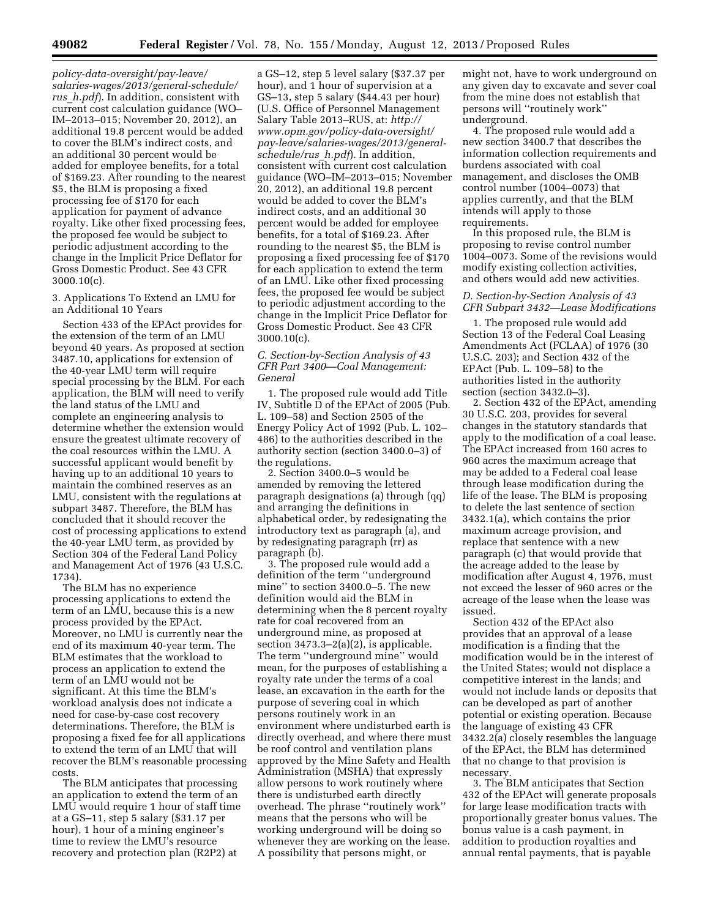*policy-data-oversight/pay-leave/salaries-wages/2013/general-schedule/rus_h.pdf*). In addition, consistent with current cost calculation guidance (WO–IM–2013–015; November 20, 2012), an additional 19.8 percent would be added to cover the BLM's indirect costs, and an additional 30 percent would be added for employee benefits, for a total of $169.23. After rounding to the nearest $5, the BLM is proposing a fixed processing fee of $170 for each application for payment of advance royalty. Like other fixed processing fees, the proposed fee would be subject to periodic adjustment according to the change in the Implicit Price Deflator for Gross Domestic Product. See 43 CFR 3000.10(c).

3. Applications To Extend an LMU for an Additional 10 Years

Section 433 of the EPAct provides for the extension of the term of an LMU beyond 40 years. As proposed at section 3487.10, applications for extension of the 40-year LMU term will require special processing by the BLM. For each application, the BLM will need to verify the land status of the LMU and complete an engineering analysis to determine whether the extension would ensure the greatest ultimate recovery of the coal resources within the LMU. A successful applicant would benefit by having up to an additional 10 years to maintain the combined reserves as an LMU, consistent with the regulations at subpart 3487. Therefore, the BLM has concluded that it should recover the cost of processing applications to extend the 40-year LMU term, as provided by Section 304 of the Federal Land Policy and Management Act of 1976 (43 U.S.C. 1734).

The BLM has no experience processing applications to extend the term of an LMU, because this is a new process provided by the EPAct. Moreover, no LMU is currently near the end of its maximum 40-year term. The BLM estimates that the workload to process an application to extend the term of an LMU would not be significant. At this time the BLM's workload analysis does not indicate a need for case-by-case cost recovery determinations. Therefore, the BLM is proposing a fixed fee for all applications to extend the term of an LMU that will recover the BLM's reasonable processing costs.

The BLM anticipates that processing an application to extend the term of an LMU would require 1 hour of staff time at a GS–11, step 5 salary ($31.17 per hour), 1 hour of a mining engineer's time to review the LMU's resource recovery and protection plan (R2P2) at a GS–12, step 5 level salary ($37.37 per hour), and 1 hour of supervision at a GS–13, step 5 salary ($44.43 per hour) (U.S. Office of Personnel Management Salary Table 2013–RUS, at: *http://www.opm.gov/policy-data-oversight/pay-leave/salaries-wages/2013/general-schedule/rus_h.pdf*). In addition, consistent with current cost calculation guidance (WO–IM–2013–015; November 20, 2012), an additional 19.8 percent would be added to cover the BLM's indirect costs, and an additional 30 percent would be added for employee benefits, for a total of $169.23. After rounding to the nearest $5, the BLM is proposing a fixed processing fee of $170 for each application to extend the term of an LMU. Like other fixed processing fees, the proposed fee would be subject to periodic adjustment according to the change in the Implicit Price Deflator for Gross Domestic Product. See 43 CFR 3000.10(c).

### *C. Section-by-Section Analysis of 43 CFR Part 3400—Coal Management: General*

1. The proposed rule would add Title IV, Subtitle D of the EPAct of 2005 (Pub. L. 109–58) and Section 2505 of the Energy Policy Act of 1992 (Pub. L. 102–486) to the authorities described in the authority section (section 3400.0–3) of the regulations.

2. Section 3400.0–5 would be amended by removing the lettered paragraph designations (a) through (qq) and arranging the definitions in alphabetical order, by redesignating the introductory text as paragraph (a), and by redesignating paragraph (rr) as paragraph (b).

3. The proposed rule would add a definition of the term ''underground mine'' to section 3400.0–5. The new definition would aid the BLM in determining when the 8 percent royalty rate for coal recovered from an underground mine, as proposed at section 3473.3–2(a)(2), is applicable. The term ''underground mine'' would mean, for the purposes of establishing a royalty rate under the terms of a coal lease, an excavation in the earth for the purpose of severing coal in which persons routinely work in an environment where undisturbed earth is directly overhead, and where there must be roof control and ventilation plans approved by the Mine Safety and Health Administration (MSHA) that expressly allow persons to work routinely where there is undisturbed earth directly overhead. The phrase ''routinely work'' means that the persons who will be working underground will be doing so whenever they are working on the lease. A possibility that persons might, or might not, have to work underground on any given day to excavate and sever coal from the mine does not establish that persons will ''routinely work'' underground.

4. The proposed rule would add a new section 3400.7 that describes the information collection requirements and burdens associated with coal management, and discloses the OMB control number (1004–0073) that applies currently, and that the BLM intends will apply to those requirements.

In this proposed rule, the BLM is proposing to revise control number 1004–0073. Some of the revisions would modify existing collection activities, and others would add new activities.

### *D. Section-by-Section Analysis of 43 CFR Subpart 3432—Lease Modifications*

1. The proposed rule would add Section 13 of the Federal Coal Leasing Amendments Act (FCLAA) of 1976 (30 U.S.C. 203); and Section 432 of the EPAct (Pub. L. 109–58) to the authorities listed in the authority section (section 3432.0–3).

2. Section 432 of the EPAct, amending 30 U.S.C. 203, provides for several changes in the statutory standards that apply to the modification of a coal lease. The EPAct increased from 160 acres to 960 acres the maximum acreage that may be added to a Federal coal lease through lease modification during the life of the lease. The BLM is proposing to delete the last sentence of section 3432.1(a), which contains the prior maximum acreage provision, and replace that sentence with a new paragraph (c) that would provide that the acreage added to the lease by modification after August 4, 1976, must not exceed the lesser of 960 acres or the acreage of the lease when the lease was issued.

Section 432 of the EPAct also provides that an approval of a lease modification is a finding that the modification would be in the interest of the United States; would not displace a competitive interest in the lands; and would not include lands or deposits that can be developed as part of another potential or existing operation. Because the language of existing 43 CFR 3432.2(a) closely resembles the language of the EPAct, the BLM has determined that no change to that provision is necessary.

3. The BLM anticipates that Section 432 of the EPAct will generate proposals for large lease modification tracts with proportionally greater bonus values. The bonus value is a cash payment, in addition to production royalties and annual rental payments, that is payable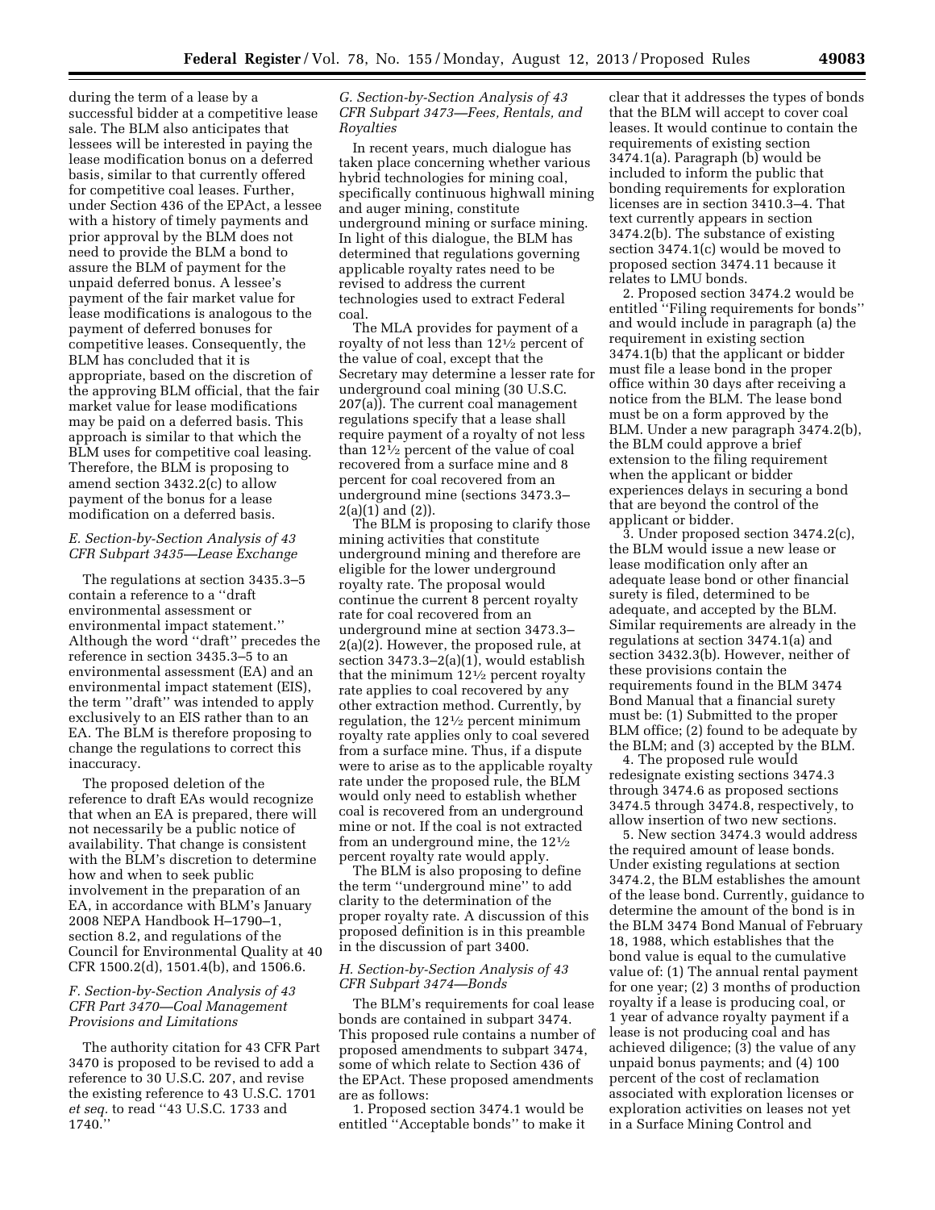during the term of a lease by a successful bidder at a competitive lease sale. The BLM also anticipates that lessees will be interested in paying the lease modification bonus on a deferred basis, similar to that currently offered for competitive coal leases. Further, under Section 436 of the EPAct, a lessee with a history of timely payments and prior approval by the BLM does not need to provide the BLM a bond to assure the BLM of payment for the unpaid deferred bonus. A lessee's payment of the fair market value for lease modifications is analogous to the payment of deferred bonuses for competitive leases. Consequently, the BLM has concluded that it is appropriate, based on the discretion of the approving BLM official, that the fair market value for lease modifications may be paid on a deferred basis. This approach is similar to that which the BLM uses for competitive coal leasing. Therefore, the BLM is proposing to amend section 3432.2(c) to allow payment of the bonus for a lease modification on a deferred basis.

### *E. Section-by-Section Analysis of 43 CFR Subpart 3435—Lease Exchange*

The regulations at section 3435.3–5 contain a reference to a ''draft environmental assessment or environmental impact statement.'' Although the word ''draft'' precedes the reference in section 3435.3–5 to an environmental assessment (EA) and an environmental impact statement (EIS), the term ''draft'' was intended to apply exclusively to an EIS rather than to an EA. The BLM is therefore proposing to change the regulations to correct this inaccuracy.

The proposed deletion of the reference to draft EAs would recognize that when an EA is prepared, there will not necessarily be a public notice of availability. That change is consistent with the BLM's discretion to determine how and when to seek public involvement in the preparation of an EA, in accordance with BLM's January 2008 NEPA Handbook H–1790–1, section 8.2, and regulations of the Council for Environmental Quality at 40 CFR 1500.2(d), 1501.4(b), and 1506.6.

### *F. Section-by-Section Analysis of 43 CFR Part 3470—Coal Management Provisions and Limitations*

The authority citation for 43 CFR Part 3470 is proposed to be revised to add a reference to 30 U.S.C. 207, and revise the existing reference to 43 U.S.C. 1701 *et seq.* to read ''43 U.S.C. 1733 and 1740.''

### *G. Section-by-Section Analysis of 43 CFR Subpart 3473—Fees, Rentals, and Royalties*

In recent years, much dialogue has taken place concerning whether various hybrid technologies for mining coal, specifically continuous highwall mining and auger mining, constitute underground mining or surface mining. In light of this dialogue, the BLM has determined that regulations governing applicable royalty rates need to be revised to address the current technologies used to extract Federal coal.

The MLA provides for payment of a royalty of not less than 12½ percent of the value of coal, except that the Secretary may determine a lesser rate for underground coal mining (30 U.S.C. 207(a)). The current coal management regulations specify that a lease shall require payment of a royalty of not less than 12½ percent of the value of coal recovered from a surface mine and 8 percent for coal recovered from an underground mine (sections 3473.3–2(a)(1) and (2)).

The BLM is proposing to clarify those mining activities that constitute underground mining and therefore are eligible for the lower underground royalty rate. The proposal would continue the current 8 percent royalty rate for coal recovered from an underground mine at section 3473.3–2(a)(2). However, the proposed rule, at section 3473.3–2(a)(1), would establish that the minimum 12½ percent royalty rate applies to coal recovered by any other extraction method. Currently, by regulation, the 12½ percent minimum royalty rate applies only to coal severed from a surface mine. Thus, if a dispute were to arise as to the applicable royalty rate under the proposed rule, the BLM would only need to establish whether coal is recovered from an underground mine or not. If the coal is not extracted from an underground mine, the 12½ percent royalty rate would apply.

The BLM is also proposing to define the term ''underground mine'' to add clarity to the determination of the proper royalty rate. A discussion of this proposed definition is in this preamble in the discussion of part 3400.

### *H. Section-by-Section Analysis of 43 CFR Subpart 3474—Bonds*

The BLM's requirements for coal lease bonds are contained in subpart 3474. This proposed rule contains a number of proposed amendments to subpart 3474, some of which relate to Section 436 of the EPAct. These proposed amendments are as follows:

1. Proposed section 3474.1 would be entitled ''Acceptable bonds'' to make it clear that it addresses the types of bonds that the BLM will accept to cover coal leases. It would continue to contain the requirements of existing section 3474.1(a). Paragraph (b) would be included to inform the public that bonding requirements for exploration licenses are in section 3410.3–4. That text currently appears in section 3474.2(b). The substance of existing section 3474.1(c) would be moved to proposed section 3474.11 because it relates to LMU bonds.

2. Proposed section 3474.2 would be entitled ''Filing requirements for bonds'' and would include in paragraph (a) the requirement in existing section 3474.1(b) that the applicant or bidder must file a lease bond in the proper office within 30 days after receiving a notice from the BLM. The lease bond must be on a form approved by the BLM. Under a new paragraph 3474.2(b), the BLM could approve a brief extension to the filing requirement when the applicant or bidder experiences delays in securing a bond that are beyond the control of the applicant or bidder.

3. Under proposed section 3474.2(c), the BLM would issue a new lease or lease modification only after an adequate lease bond or other financial surety is filed, determined to be adequate, and accepted by the BLM. Similar requirements are already in the regulations at section 3474.1(a) and section 3432.3(b). However, neither of these provisions contain the requirements found in the BLM 3474 Bond Manual that a financial surety must be: (1) Submitted to the proper BLM office; (2) found to be adequate by the BLM; and (3) accepted by the BLM.

4. The proposed rule would redesignate existing sections 3474.3 through 3474.6 as proposed sections 3474.5 through 3474.8, respectively, to allow insertion of two new sections.

5. New section 3474.3 would address the required amount of lease bonds. Under existing regulations at section 3474.2, the BLM establishes the amount of the lease bond. Currently, guidance to determine the amount of the bond is in the BLM 3474 Bond Manual of February 18, 1988, which establishes that the bond value is equal to the cumulative value of: (1) The annual rental payment for one year; (2) 3 months of production royalty if a lease is producing coal, or 1 year of advance royalty payment if a lease is not producing coal and has achieved diligence; (3) the value of any unpaid bonus payments; and (4) 100 percent of the cost of reclamation associated with exploration licenses or exploration activities on leases not yet in a Surface Mining Control and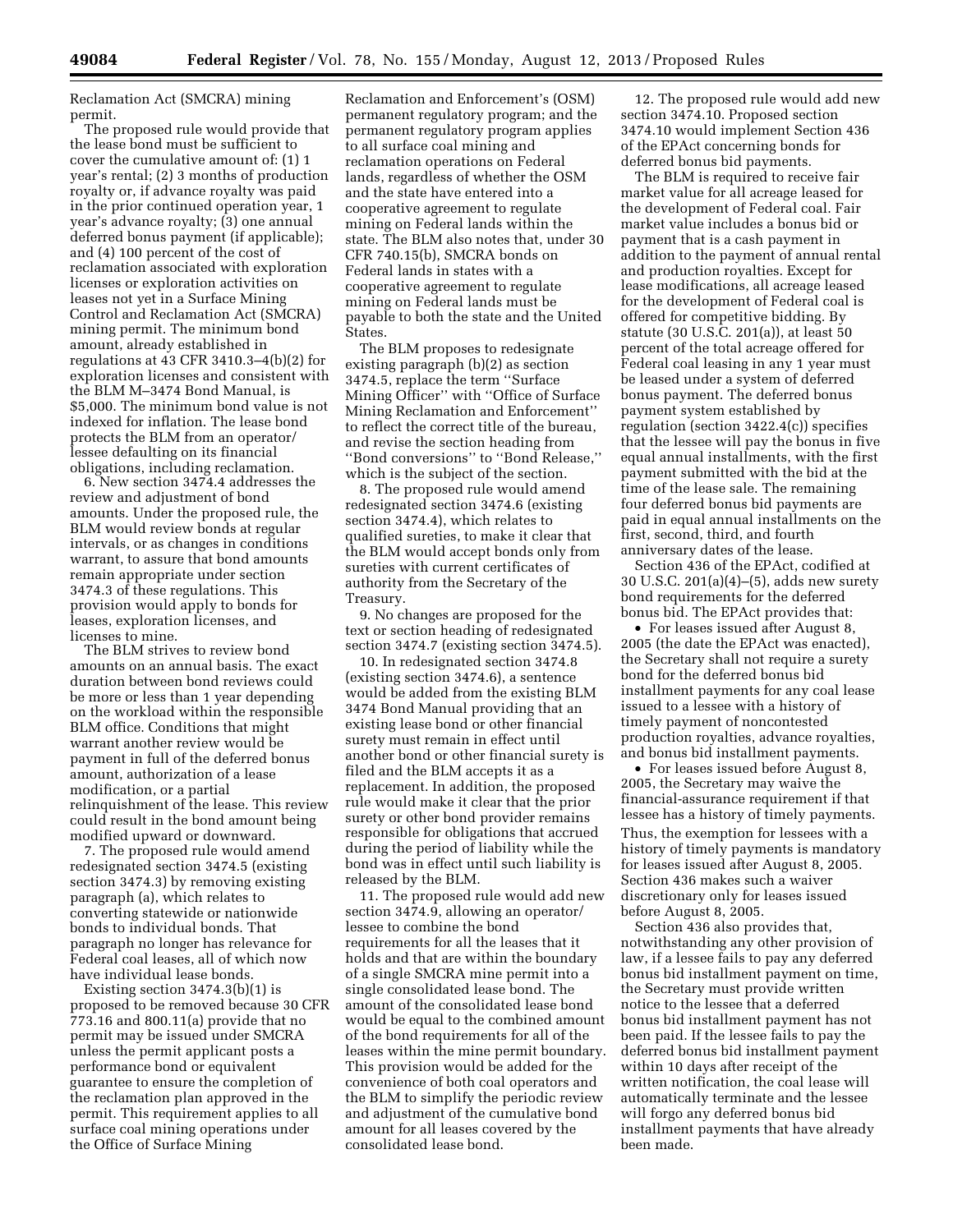Reclamation Act (SMCRA) mining permit.

The proposed rule would provide that the lease bond must be sufficient to cover the cumulative amount of: (1) 1 year's rental; (2) 3 months of production royalty or, if advance royalty was paid in the prior continued operation year, 1 year's advance royalty; (3) one annual deferred bonus payment (if applicable); and (4) 100 percent of the cost of reclamation associated with exploration licenses or exploration activities on leases not yet in a Surface Mining Control and Reclamation Act (SMCRA) mining permit. The minimum bond amount, already established in regulations at 43 CFR 3410.3–4(b)(2) for exploration licenses and consistent with the BLM M–3474 Bond Manual, is $5,000. The minimum bond value is not indexed for inflation. The lease bond protects the BLM from an operator/lessee defaulting on its financial obligations, including reclamation.

6. New section 3474.4 addresses the review and adjustment of bond amounts. Under the proposed rule, the BLM would review bonds at regular intervals, or as changes in conditions warrant, to assure that bond amounts remain appropriate under section 3474.3 of these regulations. This provision would apply to bonds for leases, exploration licenses, and licenses to mine.

The BLM strives to review bond amounts on an annual basis. The exact duration between bond reviews could be more or less than 1 year depending on the workload within the responsible BLM office. Conditions that might warrant another review would be payment in full of the deferred bonus amount, authorization of a lease modification, or a partial relinquishment of the lease. This review could result in the bond amount being modified upward or downward.

7. The proposed rule would amend redesignated section 3474.5 (existing section 3474.3) by removing existing paragraph (a), which relates to converting statewide or nationwide bonds to individual bonds. That paragraph no longer has relevance for Federal coal leases, all of which now have individual lease bonds.

Existing section 3474.3(b)(1) is proposed to be removed because 30 CFR 773.16 and 800.11(a) provide that no permit may be issued under SMCRA unless the permit applicant posts a performance bond or equivalent guarantee to ensure the completion of the reclamation plan approved in the permit. This requirement applies to all surface coal mining operations under the Office of Surface Mining Reclamation and Enforcement's (OSM) permanent regulatory program; and the permanent regulatory program applies to all surface coal mining and reclamation operations on Federal lands, regardless of whether the OSM and the state have entered into a cooperative agreement to regulate mining on Federal lands within the state. The BLM also notes that, under 30 CFR 740.15(b), SMCRA bonds on Federal lands in states with a cooperative agreement to regulate mining on Federal lands must be payable to both the state and the United States.

The BLM proposes to redesignate existing paragraph (b)(2) as section 3474.5, replace the term ''Surface Mining Officer'' with ''Office of Surface Mining Reclamation and Enforcement'' to reflect the correct title of the bureau, and revise the section heading from ''Bond conversions'' to ''Bond Release,'' which is the subject of the section.

8. The proposed rule would amend redesignated section 3474.6 (existing section 3474.4), which relates to qualified sureties, to make it clear that the BLM would accept bonds only from sureties with current certificates of authority from the Secretary of the Treasury.

9. No changes are proposed for the text or section heading of redesignated section 3474.7 (existing section 3474.5).

10. In redesignated section 3474.8 (existing section 3474.6), a sentence would be added from the existing BLM 3474 Bond Manual providing that an existing lease bond or other financial surety must remain in effect until another bond or other financial surety is filed and the BLM accepts it as a replacement. In addition, the proposed rule would make it clear that the prior surety or other bond provider remains responsible for obligations that accrued during the period of liability while the bond was in effect until such liability is released by the BLM.

11. The proposed rule would add new section 3474.9, allowing an operator/lessee to combine the bond requirements for all the leases that it holds and that are within the boundary of a single SMCRA mine permit into a single consolidated lease bond. The amount of the consolidated lease bond would be equal to the combined amount of the bond requirements for all of the leases within the mine permit boundary. This provision would be added for the convenience of both coal operators and the BLM to simplify the periodic review and adjustment of the cumulative bond amount for all leases covered by the consolidated lease bond.

12. The proposed rule would add new section 3474.10. Proposed section 3474.10 would implement Section 436 of the EPAct concerning bonds for deferred bonus bid payments.

The BLM is required to receive fair market value for all acreage leased for the development of Federal coal. Fair market value includes a bonus bid or payment that is a cash payment in addition to the payment of annual rental and production royalties. Except for lease modifications, all acreage leased for the development of Federal coal is offered for competitive bidding. By statute (30 U.S.C. 201(a)), at least 50 percent of the total acreage offered for Federal coal leasing in any 1 year must be leased under a system of deferred bonus payment. The deferred bonus payment system established by regulation (section 3422.4(c)) specifies that the lessee will pay the bonus in five equal annual installments, with the first payment submitted with the bid at the time of the lease sale. The remaining four deferred bonus bid payments are paid in equal annual installments on the first, second, third, and fourth anniversary dates of the lease.

Section 436 of the EPAct, codified at 30 U.S.C. 201(a)(4)–(5), adds new surety bond requirements for the deferred bonus bid. The EPAct provides that:

- For leases issued after August 8, 2005 (the date the EPAct was enacted), the Secretary shall not require a surety bond for the deferred bonus bid installment payments for any coal lease issued to a lessee with a history of timely payment of noncontested production royalties, advance royalties, and bonus bid installment payments.
- For leases issued before August 8, 2005, the Secretary may waive the financial-assurance requirement if that lessee has a history of timely payments.

Thus, the exemption for lessees with a history of timely payments is mandatory for leases issued after August 8, 2005. Section 436 makes such a waiver discretionary only for leases issued before August 8, 2005.

Section 436 also provides that, notwithstanding any other provision of law, if a lessee fails to pay any deferred bonus bid installment payment on time, the Secretary must provide written notice to the lessee that a deferred bonus bid installment payment has not been paid. If the lessee fails to pay the deferred bonus bid installment payment within 10 days after receipt of the written notification, the coal lease will automatically terminate and the lessee will forgo any deferred bonus bid installment payments that have already been made.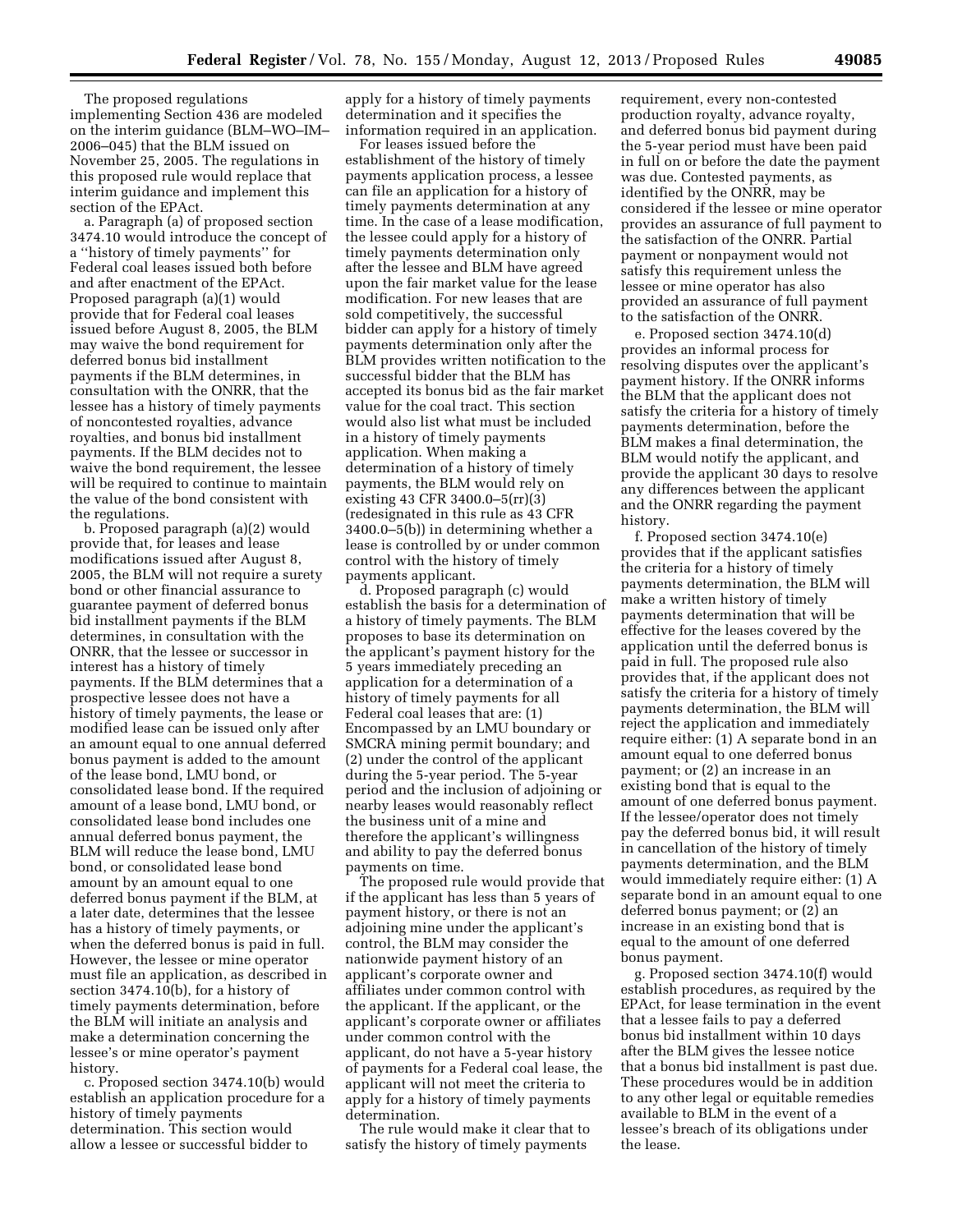The proposed regulations implementing Section 436 are modeled on the interim guidance (BLM–WO–IM–2006–045) that the BLM issued on November 25, 2005. The regulations in this proposed rule would replace that interim guidance and implement this section of the EPAct.

a. Paragraph (a) of proposed section 3474.10 would introduce the concept of a ''history of timely payments'' for Federal coal leases issued both before and after enactment of the EPAct. Proposed paragraph (a)(1) would provide that for Federal coal leases issued before August 8, 2005, the BLM may waive the bond requirement for deferred bonus bid installment payments if the BLM determines, in consultation with the ONRR, that the lessee has a history of timely payments of noncontested royalties, advance royalties, and bonus bid installment payments. If the BLM decides not to waive the bond requirement, the lessee will be required to continue to maintain the value of the bond consistent with the regulations.

b. Proposed paragraph (a)(2) would provide that, for leases and lease modifications issued after August 8, 2005, the BLM will not require a surety bond or other financial assurance to guarantee payment of deferred bonus bid installment payments if the BLM determines, in consultation with the ONRR, that the lessee or successor in interest has a history of timely payments. If the BLM determines that a prospective lessee does not have a history of timely payments, the lease or modified lease can be issued only after an amount equal to one annual deferred bonus payment is added to the amount of the lease bond, LMU bond, or consolidated lease bond. If the required amount of a lease bond, LMU bond, or consolidated lease bond includes one annual deferred bonus payment, the BLM will reduce the lease bond, LMU bond, or consolidated lease bond amount by an amount equal to one deferred bonus payment if the BLM, at a later date, determines that the lessee has a history of timely payments, or when the deferred bonus is paid in full. However, the lessee or mine operator must file an application, as described in section 3474.10(b), for a history of timely payments determination, before the BLM will initiate an analysis and make a determination concerning the lessee's or mine operator's payment history.

c. Proposed section 3474.10(b) would establish an application procedure for a history of timely payments determination. This section would allow a lessee or successful bidder to apply for a history of timely payments determination and it specifies the information required in an application.

For leases issued before the establishment of the history of timely payments application process, a lessee can file an application for a history of timely payments determination at any time. In the case of a lease modification, the lessee could apply for a history of timely payments determination only after the lessee and BLM have agreed upon the fair market value for the lease modification. For new leases that are sold competitively, the successful bidder can apply for a history of timely payments determination only after the BLM provides written notification to the successful bidder that the BLM has accepted its bonus bid as the fair market value for the coal tract. This section would also list what must be included in a history of timely payments application. When making a determination of a history of timely payments, the BLM would rely on existing 43 CFR 3400.0–5(rr)(3) (redesignated in this rule as 43 CFR 3400.0–5(b)) in determining whether a lease is controlled by or under common control with the history of timely payments applicant.

d. Proposed paragraph (c) would establish the basis for a determination of a history of timely payments. The BLM proposes to base its determination on the applicant's payment history for the 5 years immediately preceding an application for a determination of a history of timely payments for all Federal coal leases that are: (1) Encompassed by an LMU boundary or SMCRA mining permit boundary; and (2) under the control of the applicant during the 5-year period. The 5-year period and the inclusion of adjoining or nearby leases would reasonably reflect the business unit of a mine and therefore the applicant's willingness and ability to pay the deferred bonus payments on time.

The proposed rule would provide that if the applicant has less than 5 years of payment history, or there is not an adjoining mine under the applicant's control, the BLM may consider the nationwide payment history of an applicant's corporate owner and affiliates under common control with the applicant. If the applicant, or the applicant's corporate owner or affiliates under common control with the applicant, do not have a 5-year history of payments for a Federal coal lease, the applicant will not meet the criteria to apply for a history of timely payments determination.

The rule would make it clear that to satisfy the history of timely payments requirement, every non-contested production royalty, advance royalty, and deferred bonus bid payment during the 5-year period must have been paid in full on or before the date the payment was due. Contested payments, as identified by the ONRR, may be considered if the lessee or mine operator provides an assurance of full payment to the satisfaction of the ONRR. Partial payment or nonpayment would not satisfy this requirement unless the lessee or mine operator has also provided an assurance of full payment to the satisfaction of the ONRR.

e. Proposed section 3474.10(d) provides an informal process for resolving disputes over the applicant's payment history. If the ONRR informs the BLM that the applicant does not satisfy the criteria for a history of timely payments determination, before the BLM makes a final determination, the BLM would notify the applicant, and provide the applicant 30 days to resolve any differences between the applicant and the ONRR regarding the payment history.

f. Proposed section 3474.10(e) provides that if the applicant satisfies the criteria for a history of timely payments determination, the BLM will make a written history of timely payments determination that will be effective for the leases covered by the application until the deferred bonus is paid in full. The proposed rule also provides that, if the applicant does not satisfy the criteria for a history of timely payments determination, the BLM will reject the application and immediately require either: (1) A separate bond in an amount equal to one deferred bonus payment; or (2) an increase in an existing bond that is equal to the amount of one deferred bonus payment. If the lessee/operator does not timely pay the deferred bonus bid, it will result in cancellation of the history of timely payments determination, and the BLM would immediately require either: (1) A separate bond in an amount equal to one deferred bonus payment; or (2) an increase in an existing bond that is equal to the amount of one deferred bonus payment.

g. Proposed section 3474.10(f) would establish procedures, as required by the EPAct, for lease termination in the event that a lessee fails to pay a deferred bonus bid installment within 10 days after the BLM gives the lessee notice that a bonus bid installment is past due. These procedures would be in addition to any other legal or equitable remedies available to BLM in the event of a lessee's breach of its obligations under the lease.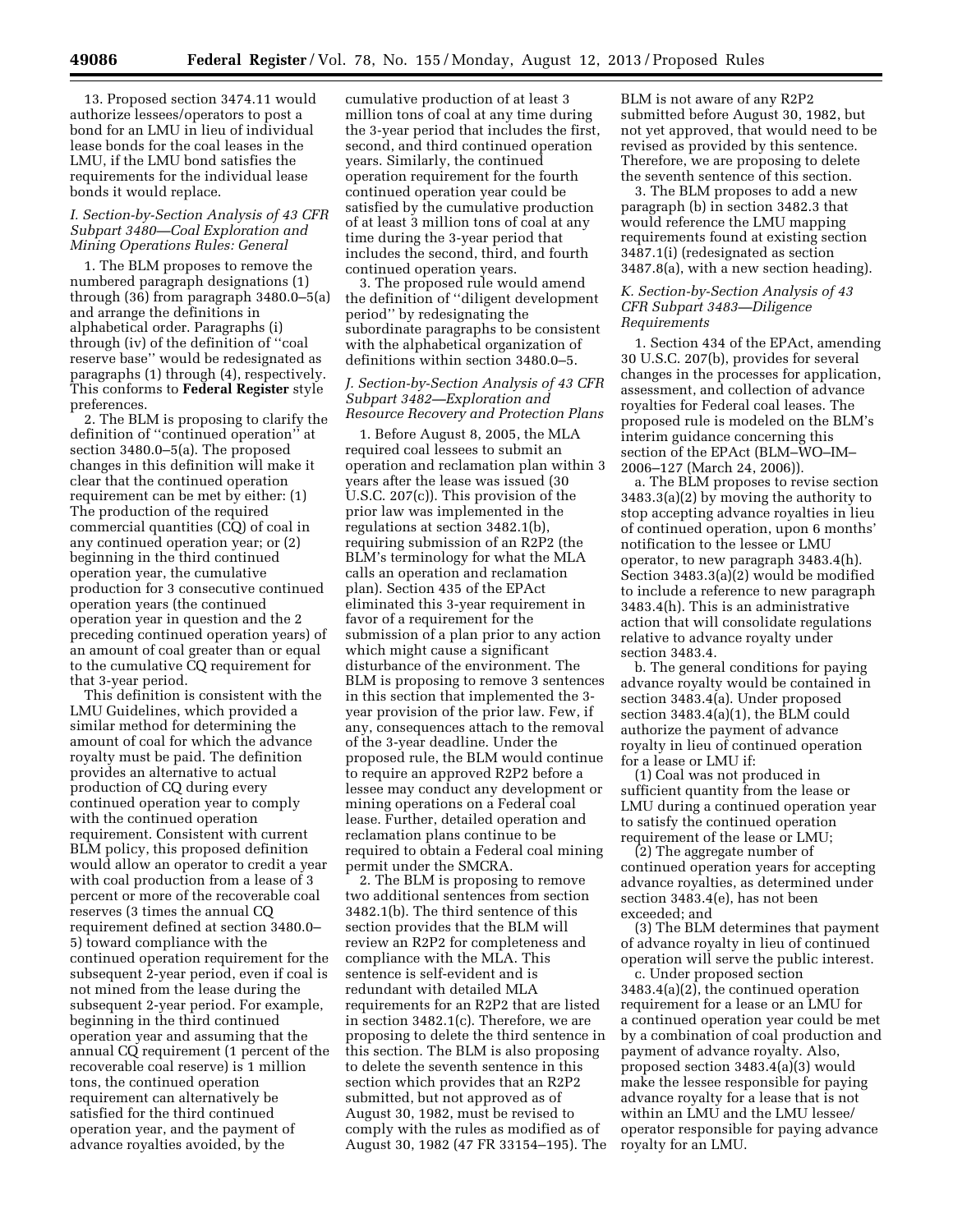13. Proposed section 3474.11 would authorize lessees/operators to post a bond for an LMU in lieu of individual lease bonds for the coal leases in the LMU, if the LMU bond satisfies the requirements for the individual lease bonds it would replace.

### *I. Section-by-Section Analysis of 43 CFR Subpart 3480—Coal Exploration and Mining Operations Rules: General*

1. The BLM proposes to remove the numbered paragraph designations (1) through (36) from paragraph 3480.0–5(a) and arrange the definitions in alphabetical order. Paragraphs (i) through (iv) of the definition of ''coal reserve base'' would be redesignated as paragraphs (1) through (4), respectively. This conforms to **Federal Register** style preferences.

2. The BLM is proposing to clarify the definition of ''continued operation'' at section 3480.0–5(a). The proposed changes in this definition will make it clear that the continued operation requirement can be met by either: (1) The production of the required commercial quantities (CQ) of coal in any continued operation year; or (2) beginning in the third continued operation year, the cumulative production for 3 consecutive continued operation years (the continued operation year in question and the 2 preceding continued operation years) of an amount of coal greater than or equal to the cumulative CQ requirement for that 3-year period.

This definition is consistent with the LMU Guidelines, which provided a similar method for determining the amount of coal for which the advance royalty must be paid. The definition provides an alternative to actual production of CQ during every continued operation year to comply with the continued operation requirement. Consistent with current BLM policy, this proposed definition would allow an operator to credit a year with coal production from a lease of 3 percent or more of the recoverable coal reserves (3 times the annual CQ requirement defined at section 3480.0–5) toward compliance with the continued operation requirement for the subsequent 2-year period, even if coal is not mined from the lease during the subsequent 2-year period. For example, beginning in the third continued operation year and assuming that the annual CQ requirement (1 percent of the recoverable coal reserve) is 1 million tons, the continued operation requirement can alternatively be satisfied for the third continued operation year, and the payment of advance royalties avoided, by the cumulative production of at least 3 million tons of coal at any time during the 3-year period that includes the first, second, and third continued operation years. Similarly, the continued operation requirement for the fourth continued operation year could be satisfied by the cumulative production of at least 3 million tons of coal at any time during the 3-year period that includes the second, third, and fourth continued operation years.

3. The proposed rule would amend the definition of ''diligent development period'' by redesignating the subordinate paragraphs to be consistent with the alphabetical organization of definitions within section 3480.0–5.

### *J. Section-by-Section Analysis of 43 CFR Subpart 3482—Exploration and Resource Recovery and Protection Plans*

1. Before August 8, 2005, the MLA required coal lessees to submit an operation and reclamation plan within 3 years after the lease was issued (30 U.S.C. 207(c)). This provision of the prior law was implemented in the regulations at section 3482.1(b), requiring submission of an R2P2 (the BLM's terminology for what the MLA calls an operation and reclamation plan). Section 435 of the EPAct eliminated this 3-year requirement in favor of a requirement for the submission of a plan prior to any action which might cause a significant disturbance of the environment. The BLM is proposing to remove 3 sentences in this section that implemented the 3-year provision of the prior law. Few, if any, consequences attach to the removal of the 3-year deadline. Under the proposed rule, the BLM would continue to require an approved R2P2 before a lessee may conduct any development or mining operations on a Federal coal lease. Further, detailed operation and reclamation plans continue to be required to obtain a Federal coal mining permit under the SMCRA.

2. The BLM is proposing to remove two additional sentences from section 3482.1(b). The third sentence of this section provides that the BLM will review an R2P2 for completeness and compliance with the MLA. This sentence is self-evident and is redundant with detailed MLA requirements for an R2P2 that are listed in section 3482.1(c). Therefore, we are proposing to delete the third sentence in this section. The BLM is also proposing to delete the seventh sentence in this section which provides that an R2P2 submitted, but not approved as of August 30, 1982, must be revised to comply with the rules as modified as of August 30, 1982 (47 FR 33154–195). The BLM is not aware of any R2P2 submitted before August 30, 1982, but not yet approved, that would need to be revised as provided by this sentence. Therefore, we are proposing to delete the seventh sentence of this section.

3. The BLM proposes to add a new paragraph (b) in section 3482.3 that would reference the LMU mapping requirements found at existing section 3487.1(i) (redesignated as section 3487.8(a), with a new section heading).

### *K. Section-by-Section Analysis of 43 CFR Subpart 3483—Diligence Requirements*

1. Section 434 of the EPAct, amending 30 U.S.C. 207(b), provides for several changes in the processes for application, assessment, and collection of advance royalties for Federal coal leases. The proposed rule is modeled on the BLM's interim guidance concerning this section of the EPAct (BLM–WO–IM–2006–127 (March 24, 2006)).

a. The BLM proposes to revise section 3483.3(a)(2) by moving the authority to stop accepting advance royalties in lieu of continued operation, upon 6 months' notification to the lessee or LMU operator, to new paragraph 3483.4(h). Section 3483.3(a)(2) would be modified to include a reference to new paragraph 3483.4(h). This is an administrative action that will consolidate regulations relative to advance royalty under section 3483.4.

b. The general conditions for paying advance royalty would be contained in section 3483.4(a). Under proposed section 3483.4(a)(1), the BLM could authorize the payment of advance royalty in lieu of continued operation for a lease or LMU if:

(1) Coal was not produced in sufficient quantity from the lease or LMU during a continued operation year to satisfy the continued operation requirement of the lease or LMU;

(2) The aggregate number of continued operation years for accepting advance royalties, as determined under section 3483.4(e), has not been exceeded; and

(3) The BLM determines that payment of advance royalty in lieu of continued operation will serve the public interest.

c. Under proposed section 3483.4(a)(2), the continued operation requirement for a lease or an LMU for a continued operation year could be met by a combination of coal production and payment of advance royalty. Also, proposed section 3483.4(a)(3) would make the lessee responsible for paying advance royalty for a lease that is not within an LMU and the LMU lessee/operator responsible for paying advance royalty for an LMU.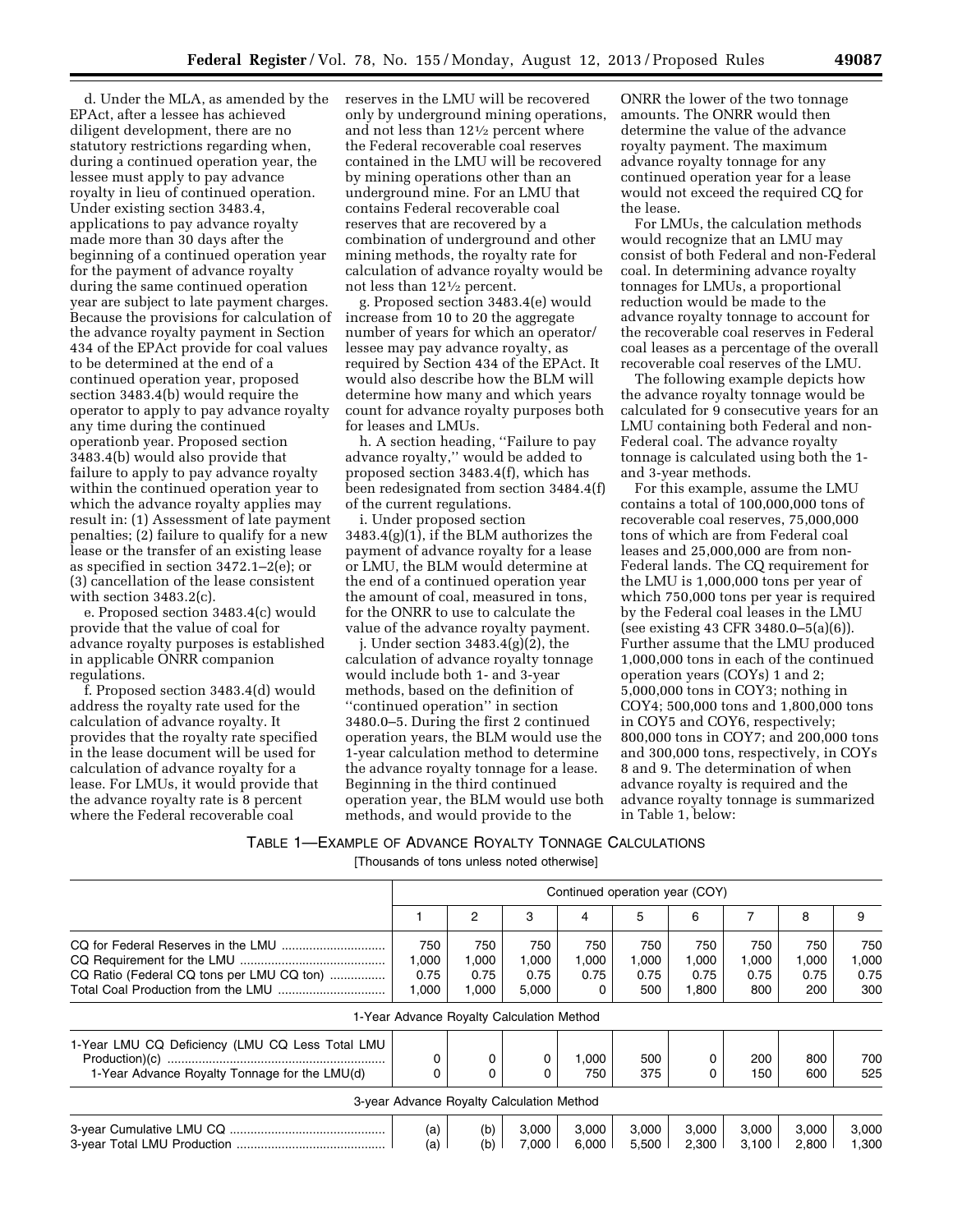d. Under the MLA, as amended by the EPAct, after a lessee has achieved diligent development, there are no statutory restrictions regarding when, during a continued operation year, the lessee must apply to pay advance royalty in lieu of continued operation. Under existing section 3483.4, applications to pay advance royalty made more than 30 days after the beginning of a continued operation year for the payment of advance royalty during the same continued operation year are subject to late payment charges. Because the provisions for calculation of the advance royalty payment in Section 434 of the EPAct provide for coal values to be determined at the end of a continued operation year, proposed section 3483.4(b) would require the operator to apply to pay advance royalty any time during the continued operationb year. Proposed section 3483.4(b) would also provide that failure to apply to pay advance royalty within the continued operation year to which the advance royalty applies may result in: (1) Assessment of late payment penalties; (2) failure to qualify for a new lease or the transfer of an existing lease as specified in section 3472.1–2(e); or (3) cancellation of the lease consistent with section 3483.2(c).

e. Proposed section 3483.4(c) would provide that the value of coal for advance royalty purposes is established in applicable ONRR companion regulations.

f. Proposed section 3483.4(d) would address the royalty rate used for the calculation of advance royalty. It provides that the royalty rate specified in the lease document will be used for calculation of advance royalty for a lease. For LMUs, it would provide that the advance royalty rate is 8 percent where the Federal recoverable coal reserves in the LMU will be recovered only by underground mining operations, and not less than 12½ percent where the Federal recoverable coal reserves contained in the LMU will be recovered by mining operations other than an underground mine. For an LMU that contains Federal recoverable coal reserves that are recovered by a combination of underground and other mining methods, the royalty rate for calculation of advance royalty would be not less than 12½ percent.

g. Proposed section 3483.4(e) would increase from 10 to 20 the aggregate number of years for which an operator/lessee may pay advance royalty, as required by Section 434 of the EPAct. It would also describe how the BLM will determine how many and which years count for advance royalty purposes both for leases and LMUs.

h. A section heading, "Failure to pay advance royalty," would be added to proposed section 3483.4(f), which has been redesignated from section 3484.4(f) of the current regulations.

i. Under proposed section 3483.4(g)(1), if the BLM authorizes the payment of advance royalty for a lease or LMU, the BLM would determine at the end of a continued operation year the amount of coal, measured in tons, for the ONRR to use to calculate the value of the advance royalty payment.

j. Under section 3483.4(g)(2), the calculation of advance royalty tonnage would include both 1- and 3-year methods, based on the definition of "continued operation" in section 3480.0–5. During the first 2 continued operation years, the BLM would use the 1-year calculation method to determine the advance royalty tonnage for a lease. Beginning in the third continued operation year, the BLM would use both methods, and would provide to the ONRR the lower of the two tonnage amounts. The ONRR would then determine the value of the advance royalty payment. The maximum advance royalty tonnage for any continued operation year for a lease would not exceed the required CQ for the lease.

For LMUs, the calculation methods would recognize that an LMU may consist of both Federal and non-Federal coal. In determining advance royalty tonnages for LMUs, a proportional reduction would be made to the advance royalty tonnage to account for the recoverable coal reserves in Federal coal leases as a percentage of the overall recoverable coal reserves of the LMU.

The following example depicts how the advance royalty tonnage would be calculated for 9 consecutive years for an LMU containing both Federal and non-Federal coal. The advance royalty tonnage is calculated using both the 1- and 3-year methods.

For this example, assume the LMU contains a total of 100,000,000 tons of recoverable coal reserves, 75,000,000 tons of which are from Federal coal leases and 25,000,000 are from non-Federal lands. The CQ requirement for the LMU is 1,000,000 tons per year of which 750,000 tons per year is required by the Federal coal leases in the LMU (see existing 43 CFR 3480.0–5(a)(6)). Further assume that the LMU produced 1,000,000 tons in each of the continued operation years (COYs) 1 and 2; 5,000,000 tons in COY3; nothing in COY4; 500,000 tons and 1,800,000 tons in COY5 and COY6, respectively; 800,000 tons in COY7; and 200,000 tons and 300,000 tons, respectively, in COYs 8 and 9. The determination of when advance royalty is required and the advance royalty tonnage is summarized in Table 1, below:

TABLE 1—EXAMPLE OF ADVANCE ROYALTY TONNAGE CALCULATIONS

[Thousands of tons unless noted otherwise]

| | Continued operation year (COY) | | | | | | | | |
|---|---|---|---|---|---|---|---|---|---|
| | 1 | 2 | 3 | 4 | 5 | 6 | 7 | 8 | 9 |
| CQ for Federal Reserves in the LMU | 750 | 750 | 750 | 750 | 750 | 750 | 750 | 750 | 750 |
| CQ Requirement for the LMU | 1,000 | 1,000 | 1,000 | 1,000 | 1,000 | 1,000 | 1,000 | 1,000 | 1,000 |
| CQ Ratio (Federal CQ tons per LMU CQ ton) | 0.75 | 0.75 | 0.75 | 0.75 | 0.75 | 0.75 | 0.75 | 0.75 | 0.75 |
| Total Coal Production from the LMU | 1,000 | 1,000 | 5,000 | 0 | 500 | 1,800 | 800 | 200 | 300 |
| **1-Year Advance Royalty Calculation Method** | | | | | | | | | |
| 1-Year LMU CQ Deficiency (LMU CQ Less Total LMU Production)(c) | 0 | 0 | 0 | 1,000 | 500 | 0 | 200 | 800 | 700 |
| 1-Year Advance Royalty Tonnage for the LMU(d) | 0 | 0 | 0 | 750 | 375 | 0 | 150 | 600 | 525 |
| **3-year Advance Royalty Calculation Method** | | | | | | | | | |
| 3-year Cumulative LMU CQ | (a) | (b) | 3,000 | 3,000 | 3,000 | 3,000 | 3,000 | 3,000 | 3,000 |
| 3-year Total LMU Production | (a) | (b) | 7,000 | 6,000 | 5,500 | 2,300 | 3,100 | 2,800 | 1,300 |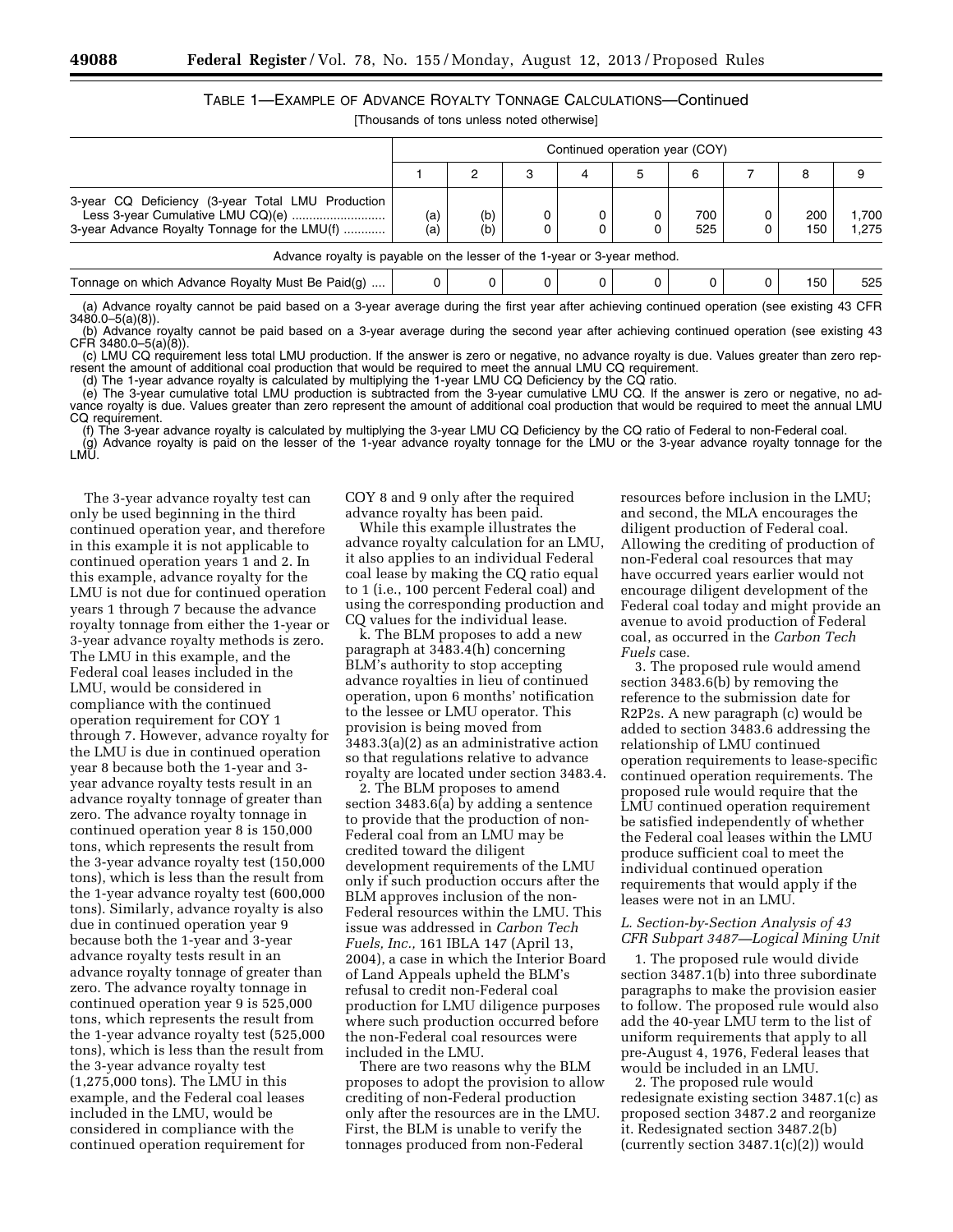### TABLE 1—EXAMPLE OF ADVANCE ROYALTY TONNAGE CALCULATIONS—Continued

[Thousands of tons unless noted otherwise]

| | Continued operation year (COY) | | | | | | | | |
|---|---|---|---|---|---|---|---|---|---|
| | 1 | 2 | 3 | 4 | 5 | 6 | 7 | 8 | 9 |
| 3-year CQ Deficiency (3-year Total LMU Production Less 3-year Cumulative LMU CQ)(e) | (a) | (b) | 0 | 0 | 0 | 700 | 0 | 200 | 1,700 |
| 3-year Advance Royalty Tonnage for the LMU(f) | (a) | (b) | 0 | 0 | 0 | 525 | 0 | 150 | 1,275 |
| Advance royalty is payable on the lesser of the 1-year or 3-year method. | | | | | | | | | |
| Tonnage on which Advance Royalty Must Be Paid(g) | 0 | 0 | 0 | 0 | 0 | 0 | 0 | 150 | 525 |

(a) Advance royalty cannot be paid based on a 3-year average during the first year after achieving continued operation (see existing 43 CFR 3480.0–5(a)(8)).

(b) Advance royalty cannot be paid based on a 3-year average during the second year after achieving continued operation (see existing 43 CFR 3480.0–5(a)(8)).

(c) LMU CQ requirement less total LMU production. If the answer is zero or negative, no advance royalty is due. Values greater than zero represent the amount of additional coal production that would be required to meet the annual LMU CQ requirement.

(d) The 1-year advance royalty is calculated by multiplying the 1-year LMU CQ Deficiency by the CQ ratio.

(e) The 3-year cumulative total LMU production is subtracted from the 3-year cumulative LMU CQ. If the answer is zero or negative, no advance royalty is due. Values greater than zero represent the amount of additional coal production that would be required to meet the annual LMU CQ requirement.

(f) The 3-year advance royalty is calculated by multiplying the 3-year LMU CQ Deficiency by the CQ ratio of Federal to non-Federal coal.

(g) Advance royalty is paid on the lesser of the 1-year advance royalty tonnage for the LMU or the 3-year advance royalty tonnage for the LMU.

The 3-year advance royalty test can only be used beginning in the third continued operation year, and therefore in this example it is not applicable to continued operation years 1 and 2. In this example, advance royalty for the LMU is not due for continued operation years 1 through 7 because the advance royalty tonnage from either the 1-year or 3-year advance royalty methods is zero. The LMU in this example, and the Federal coal leases included in the LMU, would be considered in compliance with the continued operation requirement for COY 1 through 7. However, advance royalty for the LMU is due in continued operation year 8 because both the 1-year and 3-year advance royalty tests result in an advance royalty tonnage of greater than zero. The advance royalty tonnage in continued operation year 8 is 150,000 tons, which represents the result from the 3-year advance royalty test (150,000 tons), which is less than the result from the 1-year advance royalty test (600,000 tons). Similarly, advance royalty is also due in continued operation year 9 because both the 1-year and 3-year advance royalty tests result in an advance royalty tonnage of greater than zero. The advance royalty tonnage in continued operation year 9 is 525,000 tons, which represents the result from the 1-year advance royalty test (525,000 tons), which is less than the result from the 3-year advance royalty test (1,275,000 tons). The LMU in this example, and the Federal coal leases included in the LMU, would be considered in compliance with the continued operation requirement for COY 8 and 9 only after the required advance royalty has been paid.

While this example illustrates the advance royalty calculation for an LMU, it also applies to an individual Federal coal lease by making the CQ ratio equal to 1 (i.e., 100 percent Federal coal) and using the corresponding production and CQ values for the individual lease.

k. The BLM proposes to add a new paragraph at 3483.4(h) concerning BLM's authority to stop accepting advance royalties in lieu of continued operation, upon 6 months' notification to the lessee or LMU operator. This provision is being moved from 3483.3(a)(2) as an administrative action so that regulations relative to advance royalty are located under section 3483.4.

2. The BLM proposes to amend section 3483.6(a) by adding a sentence to provide that the production of non-Federal coal from an LMU may be credited toward the diligent development requirements of the LMU only if such production occurs after the BLM approves inclusion of the non-Federal resources within the LMU. This issue was addressed in *Carbon Tech Fuels, Inc.,* 161 IBLA 147 (April 13, 2004), a case in which the Interior Board of Land Appeals upheld the BLM's refusal to credit non-Federal coal production for LMU diligence purposes where such production occurred before the non-Federal coal resources were included in the LMU.

There are two reasons why the BLM proposes to adopt the provision to allow crediting of non-Federal production only after the resources are in the LMU. First, the BLM is unable to verify the tonnages produced from non-Federal resources before inclusion in the LMU; and second, the MLA encourages the diligent production of Federal coal. Allowing the crediting of production of non-Federal coal resources that may have occurred years earlier would not encourage diligent development of the Federal coal today and might provide an avenue to avoid production of Federal coal, as occurred in the *Carbon Tech Fuels* case.

3. The proposed rule would amend section 3483.6(b) by removing the reference to the submission date for R2P2s. A new paragraph (c) would be added to section 3483.6 addressing the relationship of LMU continued operation requirements to lease-specific continued operation requirements. The proposed rule would require that the LMU continued operation requirement be satisfied independently of whether the Federal coal leases within the LMU produce sufficient coal to meet the individual continued operation requirements that would apply if the leases were not in an LMU.

### *L. Section-by-Section Analysis of 43 CFR Subpart 3487—Logical Mining Unit*

1. The proposed rule would divide section 3487.1(b) into three subordinate paragraphs to make the provision easier to follow. The proposed rule would also add the 40-year LMU term to the list of uniform requirements that apply to all pre-August 4, 1976, Federal leases that would be included in an LMU.

2. The proposed rule would redesignate existing section 3487.1(c) as proposed section 3487.2 and reorganize it. Redesignated section 3487.2(b) (currently section 3487.1(c)(2)) would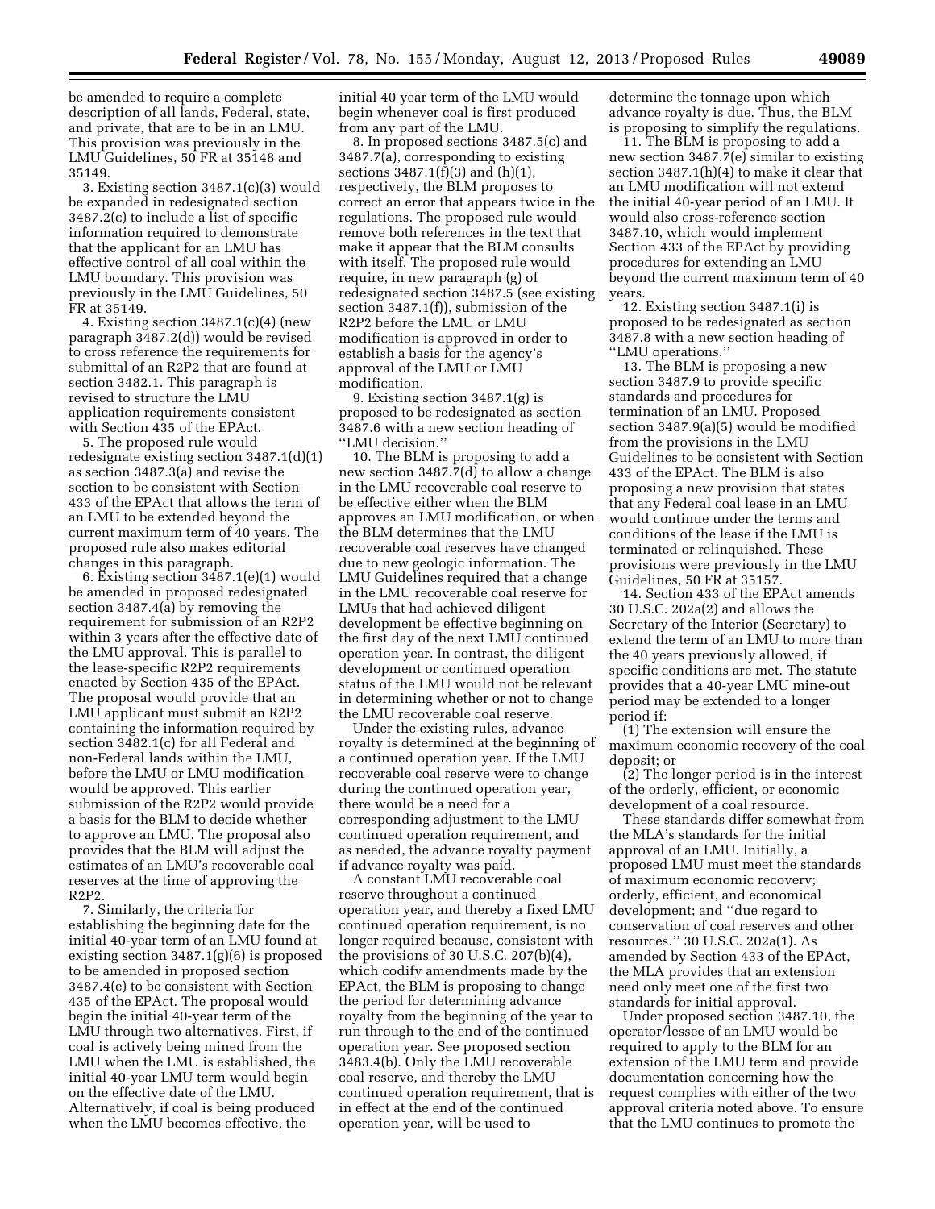be amended to require a complete description of all lands, Federal, state, and private, that are to be in an LMU. This provision was previously in the LMU Guidelines, 50 FR at 35148 and 35149.

3. Existing section 3487.1(c)(3) would be expanded in redesignated section 3487.2(c) to include a list of specific information required to demonstrate that the applicant for an LMU has effective control of all coal within the LMU boundary. This provision was previously in the LMU Guidelines, 50 FR at 35149.

4. Existing section 3487.1(c)(4) (new paragraph 3487.2(d)) would be revised to cross reference the requirements for submittal of an R2P2 that are found at section 3482.1. This paragraph is revised to structure the LMU application requirements consistent with Section 435 of the EPAct.

5. The proposed rule would redesignate existing section 3487.1(d)(1) as section 3487.3(a) and revise the section to be consistent with Section 433 of the EPAct that allows the term of an LMU to be extended beyond the current maximum term of 40 years. The proposed rule also makes editorial changes in this paragraph.

6. Existing section 3487.1(e)(1) would be amended in proposed redesignated section 3487.4(a) by removing the requirement for submission of an R2P2 within 3 years after the effective date of the LMU approval. This is parallel to the lease-specific R2P2 requirements enacted by Section 435 of the EPAct. The proposal would provide that an LMU applicant must submit an R2P2 containing the information required by section 3482.1(c) for all Federal and non-Federal lands within the LMU, before the LMU or LMU modification would be approved. This earlier submission of the R2P2 would provide a basis for the BLM to decide whether to approve an LMU. The proposal also provides that the BLM will adjust the estimates of an LMU's recoverable coal reserves at the time of approving the R2P2.

7. Similarly, the criteria for establishing the beginning date for the initial 40-year term of an LMU found at existing section 3487.1(g)(6) is proposed to be amended in proposed section 3487.4(e) to be consistent with Section 435 of the EPAct. The proposal would begin the initial 40-year term of the LMU through two alternatives. First, if coal is actively being mined from the LMU when the LMU is established, the initial 40-year LMU term would begin on the effective date of the LMU. Alternatively, if coal is being produced when the LMU becomes effective, the initial 40 year term of the LMU would begin whenever coal is first produced from any part of the LMU.

8. In proposed sections 3487.5(c) and 3487.7(a), corresponding to existing sections 3487.1(f)(3) and (h)(1), respectively, the BLM proposes to correct an error that appears twice in the regulations. The proposed rule would remove both references in the text that make it appear that the BLM consults with itself. The proposed rule would require, in new paragraph (g) of redesignated section 3487.5 (see existing section 3487.1(f)), submission of the R2P2 before the LMU or LMU modification is approved in order to establish a basis for the agency's approval of the LMU or LMU modification.

9. Existing section 3487.1(g) is proposed to be redesignated as section 3487.6 with a new section heading of ''LMU decision.''

10. The BLM is proposing to add a new section 3487.7(d) to allow a change in the LMU recoverable coal reserve to be effective either when the BLM approves an LMU modification, or when the BLM determines that the LMU recoverable coal reserves have changed due to new geologic information. The LMU Guidelines required that a change in the LMU recoverable coal reserve for LMUs that had achieved diligent development be effective beginning on the first day of the next LMU continued operation year. In contrast, the diligent development or continued operation status of the LMU would not be relevant in determining whether or not to change the LMU recoverable coal reserve.

Under the existing rules, advance royalty is determined at the beginning of a continued operation year. If the LMU recoverable coal reserve were to change during the continued operation year, there would be a need for a corresponding adjustment to the LMU continued operation requirement, and as needed, the advance royalty payment if advance royalty was paid.

A constant LMU recoverable coal reserve throughout a continued operation year, and thereby a fixed LMU continued operation requirement, is no longer required because, consistent with the provisions of 30 U.S.C. 207(b)(4), which codify amendments made by the EPAct, the BLM is proposing to change the period for determining advance royalty from the beginning of the year to run through to the end of the continued operation year. See proposed section 3483.4(b). Only the LMU recoverable coal reserve, and thereby the LMU continued operation requirement, that is in effect at the end of the continued operation year, will be used to determine the tonnage upon which advance royalty is due. Thus, the BLM is proposing to simplify the regulations.

11. The BLM is proposing to add a new section 3487.7(e) similar to existing section 3487.1(h)(4) to make it clear that an LMU modification will not extend the initial 40-year period of an LMU. It would also cross-reference section 3487.10, which would implement Section 433 of the EPAct by providing procedures for extending an LMU beyond the current maximum term of 40 years.

12. Existing section 3487.1(i) is proposed to be redesignated as section 3487.8 with a new section heading of ''LMU operations.''

13. The BLM is proposing a new section 3487.9 to provide specific standards and procedures for termination of an LMU. Proposed section 3487.9(a)(5) would be modified from the provisions in the LMU Guidelines to be consistent with Section 433 of the EPAct. The BLM is also proposing a new provision that states that any Federal coal lease in an LMU would continue under the terms and conditions of the lease if the LMU is terminated or relinquished. These provisions were previously in the LMU Guidelines, 50 FR at 35157.

14. Section 433 of the EPAct amends 30 U.S.C. 202a(2) and allows the Secretary of the Interior (Secretary) to extend the term of an LMU to more than the 40 years previously allowed, if specific conditions are met. The statute provides that a 40-year LMU mine-out period may be extended to a longer period if:

(1) The extension will ensure the maximum economic recovery of the coal deposit; or

(2) The longer period is in the interest of the orderly, efficient, or economic development of a coal resource.

These standards differ somewhat from the MLA's standards for the initial approval of an LMU. Initially, a proposed LMU must meet the standards of maximum economic recovery; orderly, efficient, and economical development; and ''due regard to conservation of coal reserves and other resources.'' 30 U.S.C. 202a(1). As amended by Section 433 of the EPAct, the MLA provides that an extension need only meet one of the first two standards for initial approval.

Under proposed section 3487.10, the operator/lessee of an LMU would be required to apply to the BLM for an extension of the LMU term and provide documentation concerning how the request complies with either of the two approval criteria noted above. To ensure that the LMU continues to promote the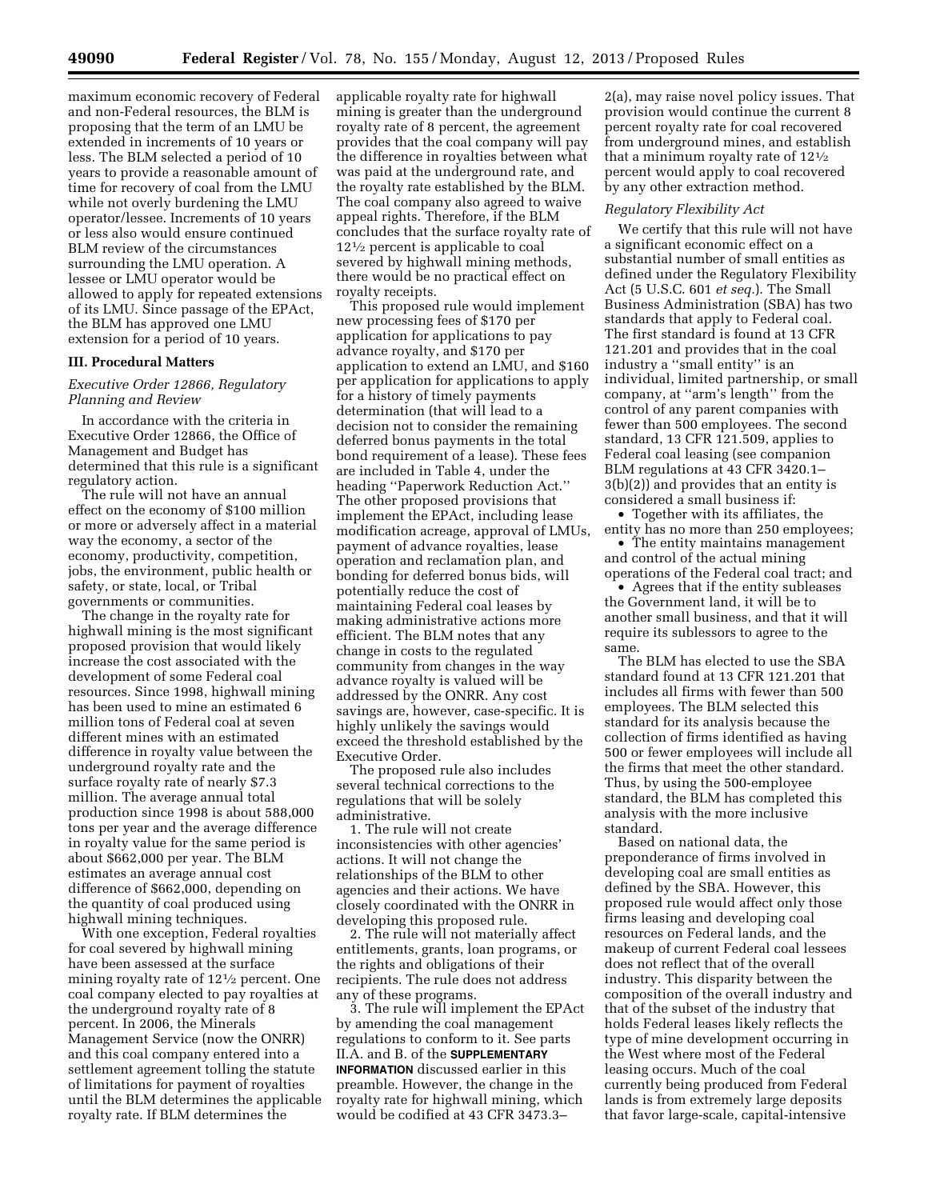maximum economic recovery of Federal and non-Federal resources, the BLM is proposing that the term of an LMU be extended in increments of 10 years or less. The BLM selected a period of 10 years to provide a reasonable amount of time for recovery of coal from the LMU while not overly burdening the LMU operator/lessee. Increments of 10 years or less also would ensure continued BLM review of the circumstances surrounding the LMU operation. A lessee or LMU operator would be allowed to apply for repeated extensions of its LMU. Since passage of the EPAct, the BLM has approved one LMU extension for a period of 10 years.

## III. Procedural Matters

### *Executive Order 12866, Regulatory Planning and Review*

In accordance with the criteria in Executive Order 12866, the Office of Management and Budget has determined that this rule is a significant regulatory action.

The rule will not have an annual effect on the economy of $100 million or more or adversely affect in a material way the economy, a sector of the economy, productivity, competition, jobs, the environment, public health or safety, or state, local, or Tribal governments or communities.

The change in the royalty rate for highwall mining is the most significant proposed provision that would likely increase the cost associated with the development of some Federal coal resources. Since 1998, highwall mining has been used to mine an estimated 6 million tons of Federal coal at seven different mines with an estimated difference in royalty value between the underground royalty rate and the surface royalty rate of nearly $7.3 million. The average annual total production since 1998 is about 588,000 tons per year and the average difference in royalty value for the same period is about $662,000 per year. The BLM estimates an average annual cost difference of $662,000, depending on the quantity of coal produced using highwall mining techniques.

With one exception, Federal royalties for coal severed by highwall mining have been assessed at the surface mining royalty rate of 12½ percent. One coal company elected to pay royalties at the underground royalty rate of 8 percent. In 2006, the Minerals Management Service (now the ONRR) and this coal company entered into a settlement agreement tolling the statute of limitations for payment of royalties until the BLM determines the applicable royalty rate. If BLM determines the applicable royalty rate for highwall mining is greater than the underground royalty rate of 8 percent, the agreement provides that the coal company will pay the difference in royalties between what was paid at the underground rate, and the royalty rate established by the BLM. The coal company also agreed to waive appeal rights. Therefore, if the BLM concludes that the surface royalty rate of 12½ percent is applicable to coal severed by highwall mining methods, there would be no practical effect on royalty receipts.

This proposed rule would implement new processing fees of $170 per application for applications to pay advance royalty, and $170 per application to extend an LMU, and $160 per application for applications to apply for a history of timely payments determination (that will lead to a decision not to consider the remaining deferred bonus payments in the total bond requirement of a lease). These fees are included in Table 4, under the heading ''Paperwork Reduction Act.'' The other proposed provisions that implement the EPAct, including lease modification acreage, approval of LMUs, payment of advance royalties, lease operation and reclamation plan, and bonding for deferred bonus bids, will potentially reduce the cost of maintaining Federal coal leases by making administrative actions more efficient. The BLM notes that any change in costs to the regulated community from changes in the way advance royalty is valued will be addressed by the ONRR. Any cost savings are, however, case-specific. It is highly unlikely the savings would exceed the threshold established by the Executive Order.

The proposed rule also includes several technical corrections to the regulations that will be solely administrative.

1. The rule will not create inconsistencies with other agencies' actions. It will not change the relationships of the BLM to other agencies and their actions. We have closely coordinated with the ONRR in developing this proposed rule.

2. The rule will not materially affect entitlements, grants, loan programs, or the rights and obligations of their recipients. The rule does not address any of these programs.

3. The rule will implement the EPAct by amending the coal management regulations to conform to it. See parts II.A. and B. of the **SUPPLEMENTARY INFORMATION** discussed earlier in this preamble. However, the change in the royalty rate for highwall mining, which would be codified at 43 CFR 3473.3–2(a), may raise novel policy issues. That provision would continue the current 8 percent royalty rate for coal recovered from underground mines, and establish that a minimum royalty rate of 12½ percent would apply to coal recovered by any other extraction method.

### *Regulatory Flexibility Act*

We certify that this rule will not have a significant economic effect on a substantial number of small entities as defined under the Regulatory Flexibility Act (5 U.S.C. 601 *et seq.*). The Small Business Administration (SBA) has two standards that apply to Federal coal. The first standard is found at 13 CFR 121.201 and provides that in the coal industry a ''small entity'' is an individual, limited partnership, or small company, at ''arm's length'' from the control of any parent companies with fewer than 500 employees. The second standard, 13 CFR 121.509, applies to Federal coal leasing (see companion BLM regulations at 43 CFR 3420.1–3(b)(2)) and provides that an entity is considered a small business if:

- Together with its affiliates, the entity has no more than 250 employees;
- The entity maintains management and control of the actual mining operations of the Federal coal tract; and
- Agrees that if the entity subleases the Government land, it will be to another small business, and that it will require its sublessors to agree to the same.

The BLM has elected to use the SBA standard found at 13 CFR 121.201 that includes all firms with fewer than 500 employees. The BLM selected this standard for its analysis because the collection of firms identified as having 500 or fewer employees will include all the firms that meet the other standard. Thus, by using the 500-employee standard, the BLM has completed this analysis with the more inclusive standard.

Based on national data, the preponderance of firms involved in developing coal are small entities as defined by the SBA. However, this proposed rule would affect only those firms leasing and developing coal resources on Federal lands, and the makeup of current Federal coal lessees does not reflect that of the overall industry. This disparity between the composition of the overall industry and that of the subset of the industry that holds Federal leases likely reflects the type of mine development occurring in the West where most of the Federal leasing occurs. Much of the coal currently being produced from Federal lands is from extremely large deposits that favor large-scale, capital-intensive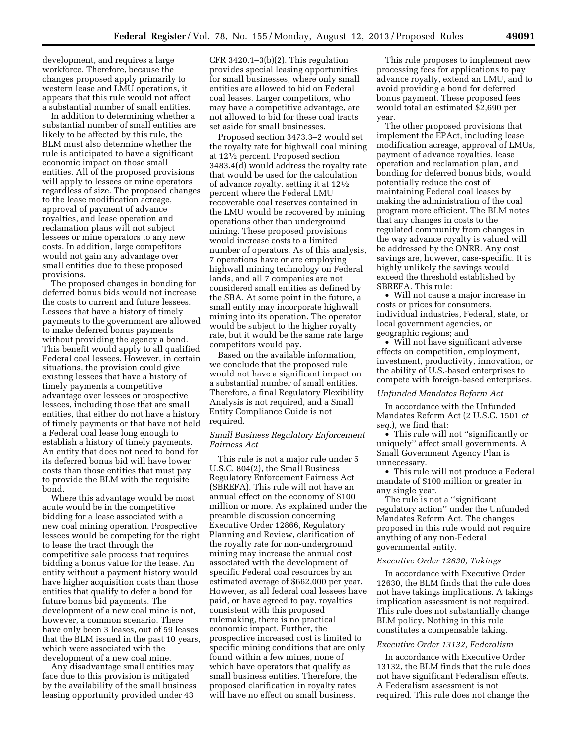development, and requires a large workforce. Therefore, because the changes proposed apply primarily to western lease and LMU operations, it appears that this rule would not affect a substantial number of small entities.

In addition to determining whether a substantial number of small entities are likely to be affected by this rule, the BLM must also determine whether the rule is anticipated to have a significant economic impact on those small entities. All of the proposed provisions will apply to lessees or mine operators regardless of size. The proposed changes to the lease modification acreage, approval of payment of advance royalties, and lease operation and reclamation plans will not subject lessees or mine operators to any new costs. In addition, large competitors would not gain any advantage over small entities due to these proposed provisions.

The proposed changes in bonding for deferred bonus bids would not increase the costs to current and future lessees. Lessees that have a history of timely payments to the government are allowed to make deferred bonus payments without providing the agency a bond. This benefit would apply to all qualified Federal coal lessees. However, in certain situations, the provision could give existing lessees that have a history of timely payments a competitive advantage over lessees or prospective lessees, including those that are small entities, that either do not have a history of timely payments or that have not held a Federal coal lease long enough to establish a history of timely payments. An entity that does not need to bond for its deferred bonus bid will have lower costs than those entities that must pay to provide the BLM with the requisite bond.

Where this advantage would be most acute would be in the competitive bidding for a lease associated with a new coal mining operation. Prospective lessees would be competing for the right to lease the tract through the competitive sale process that requires bidding a bonus value for the lease. An entity without a payment history would have higher acquisition costs than those entities that qualify to defer a bond for future bonus bid payments. The development of a new coal mine is not, however, a common scenario. There have only been 3 leases, out of 59 leases that the BLM issued in the past 10 years, which were associated with the development of a new coal mine.

Any disadvantage small entities may face due to this provision is mitigated by the availability of the small business leasing opportunity provided under 43 CFR 3420.1–3(b)(2). This regulation provides special leasing opportunities for small businesses, where only small entities are allowed to bid on Federal coal leases. Larger competitors, who may have a competitive advantage, are not allowed to bid for these coal tracts set aside for small businesses.

Proposed section 3473.3–2 would set the royalty rate for highwall coal mining at 12½ percent. Proposed section 3483.4(d) would address the royalty rate that would be used for the calculation of advance royalty, setting it at 12½ percent where the Federal LMU recoverable coal reserves contained in the LMU would be recovered by mining operations other than underground mining. These proposed provisions would increase costs to a limited number of operators. As of this analysis, 7 operations have or are employing highwall mining technology on Federal lands, and all 7 companies are not considered small entities as defined by the SBA. At some point in the future, a small entity may incorporate highwall mining into its operation. The operator would be subject to the higher royalty rate, but it would be the same rate large competitors would pay.

Based on the available information, we conclude that the proposed rule would not have a significant impact on a substantial number of small entities. Therefore, a final Regulatory Flexibility Analysis is not required, and a Small Entity Compliance Guide is not required.

*Small Business Regulatory Enforcement Fairness Act*

This rule is not a major rule under 5 U.S.C. 804(2), the Small Business Regulatory Enforcement Fairness Act (SBREFA). This rule will not have an annual effect on the economy of $100 million or more. As explained under the preamble discussion concerning Executive Order 12866, Regulatory Planning and Review, clarification of the royalty rate for non-underground mining may increase the annual cost associated with the development of specific Federal coal resources by an estimated average of $662,000 per year. However, as all federal coal lessees have paid, or have agreed to pay, royalties consistent with this proposed rulemaking, there is no practical economic impact. Further, the prospective increased cost is limited to specific mining conditions that are only found within a few mines, none of which have operators that qualify as small business entities. Therefore, the proposed clarification in royalty rates will have no effect on small business.

This rule proposes to implement new processing fees for applications to pay advance royalty, extend an LMU, and to avoid providing a bond for deferred bonus payment. These proposed fees would total an estimated $2,690 per year.

The other proposed provisions that implement the EPAct, including lease modification acreage, approval of LMUs, payment of advance royalties, lease operation and reclamation plan, and bonding for deferred bonus bids, would potentially reduce the cost of maintaining Federal coal leases by making the administration of the coal program more efficient. The BLM notes that any changes in costs to the regulated community from changes in the way advance royalty is valued will be addressed by the ONRR. Any cost savings are, however, case-specific. It is highly unlikely the savings would exceed the threshold established by SBREFA. This rule:

- Will not cause a major increase in costs or prices for consumers, individual industries, Federal, state, or local government agencies, or geographic regions; and
- Will not have significant adverse effects on competition, employment, investment, productivity, innovation, or the ability of U.S.-based enterprises to compete with foreign-based enterprises.

*Unfunded Mandates Reform Act*

In accordance with the Unfunded Mandates Reform Act (2 U.S.C. 1501 *et seq.*), we find that:

- This rule will not "significantly or uniquely" affect small governments. A Small Government Agency Plan is unnecessary.
- This rule will not produce a Federal mandate of $100 million or greater in any single year.

The rule is not a "significant regulatory action" under the Unfunded Mandates Reform Act. The changes proposed in this rule would not require anything of any non-Federal governmental entity.

*Executive Order 12630, Takings*

In accordance with Executive Order 12630, the BLM finds that the rule does not have takings implications. A takings implication assessment is not required. This rule does not substantially change BLM policy. Nothing in this rule constitutes a compensable taking.

*Executive Order 13132, Federalism*

In accordance with Executive Order 13132, the BLM finds that the rule does not have significant Federalism effects. A Federalism assessment is not required. This rule does not change the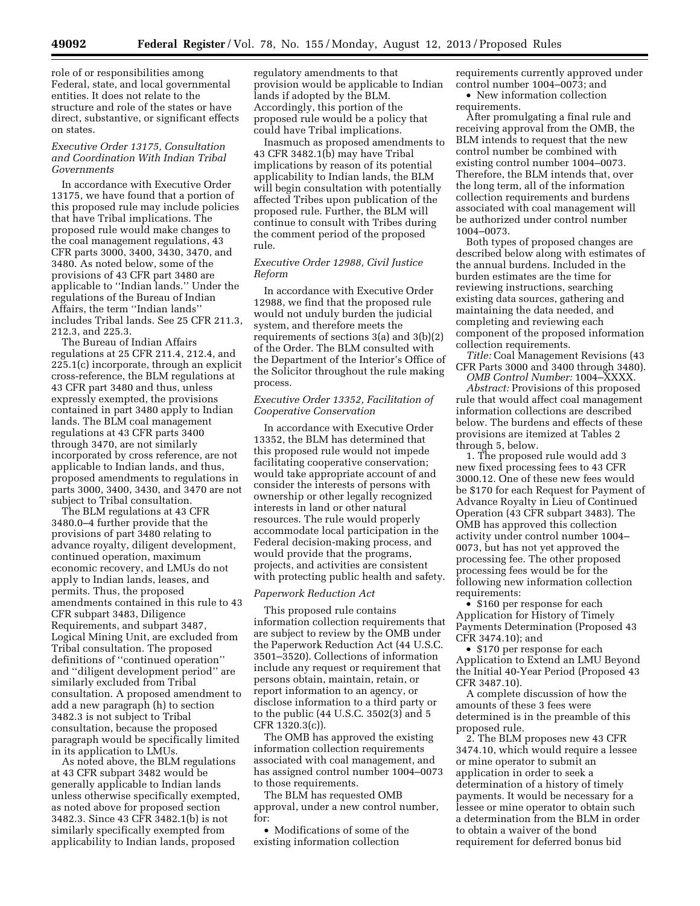role of or responsibilities among Federal, state, and local governmental entities. It does not relate to the structure and role of the states or have direct, substantive, or significant effects on states.

### *Executive Order 13175, Consultation and Coordination With Indian Tribal Governments*

In accordance with Executive Order 13175, we have found that a portion of this proposed rule may include policies that have Tribal implications. The proposed rule would make changes to the coal management regulations, 43 CFR parts 3000, 3400, 3430, 3470, and 3480. As noted below, some of the provisions of 43 CFR part 3480 are applicable to ''Indian lands.'' Under the regulations of the Bureau of Indian Affairs, the term ''Indian lands'' includes Tribal lands. See 25 CFR 211.3, 212.3, and 225.3.

The Bureau of Indian Affairs regulations at 25 CFR 211.4, 212.4, and 225.1(c) incorporate, through an explicit cross-reference, the BLM regulations at 43 CFR part 3480 and thus, unless expressly exempted, the provisions contained in part 3480 apply to Indian lands. The BLM coal management regulations at 43 CFR parts 3400 through 3470, are not similarly incorporated by cross reference, are not applicable to Indian lands, and thus, proposed amendments to regulations in parts 3000, 3400, 3430, and 3470 are not subject to Tribal consultation.

The BLM regulations at 43 CFR 3480.0–4 further provide that the provisions of part 3480 relating to advance royalty, diligent development, continued operation, maximum economic recovery, and LMUs do not apply to Indian lands, leases, and permits. Thus, the proposed amendments contained in this rule to 43 CFR subpart 3483, Diligence Requirements, and subpart 3487, Logical Mining Unit, are excluded from Tribal consultation. The proposed definitions of ''continued operation'' and ''diligent development period'' are similarly excluded from Tribal consultation. A proposed amendment to add a new paragraph (h) to section 3482.3 is not subject to Tribal consultation, because the proposed paragraph would be specifically limited in its application to LMUs.

As noted above, the BLM regulations at 43 CFR subpart 3482 would be generally applicable to Indian lands unless otherwise specifically exempted, as noted above for proposed section 3482.3. Since 43 CFR 3482.1(b) is not similarly specifically exempted from applicability to Indian lands, proposed regulatory amendments to that provision would be applicable to Indian lands if adopted by the BLM. Accordingly, this portion of the proposed rule would be a policy that could have Tribal implications.

Inasmuch as proposed amendments to 43 CFR 3482.1(b) may have Tribal implications by reason of its potential applicability to Indian lands, the BLM will begin consultation with potentially affected Tribes upon publication of the proposed rule. Further, the BLM will continue to consult with Tribes during the comment period of the proposed rule.

### *Executive Order 12988, Civil Justice Reform*

In accordance with Executive Order 12988, we find that the proposed rule would not unduly burden the judicial system, and therefore meets the requirements of sections 3(a) and 3(b)(2) of the Order. The BLM consulted with the Department of the Interior's Office of the Solicitor throughout the rule making process.

### *Executive Order 13352, Facilitation of Cooperative Conservation*

In accordance with Executive Order 13352, the BLM has determined that this proposed rule would not impede facilitating cooperative conservation; would take appropriate account of and consider the interests of persons with ownership or other legally recognized interests in land or other natural resources. The rule would properly accommodate local participation in the Federal decision-making process, and would provide that the programs, projects, and activities are consistent with protecting public health and safety.

### *Paperwork Reduction Act*

This proposed rule contains information collection requirements that are subject to review by the OMB under the Paperwork Reduction Act (44 U.S.C. 3501–3520). Collections of information include any request or requirement that persons obtain, maintain, retain, or report information to an agency, or disclose information to a third party or to the public (44 U.S.C. 3502(3) and 5 CFR 1320.3(c)).

The OMB has approved the existing information collection requirements associated with coal management, and has assigned control number 1004–0073 to those requirements.

The BLM has requested OMB approval, under a new control number, for:

- Modifications of some of the existing information collection requirements currently approved under control number 1004–0073; and
- New information collection requirements.

After promulgating a final rule and receiving approval from the OMB, the BLM intends to request that the new control number be combined with existing control number 1004–0073. Therefore, the BLM intends that, over the long term, all of the information collection requirements and burdens associated with coal management will be authorized under control number 1004–0073.

Both types of proposed changes are described below along with estimates of the annual burdens. Included in the burden estimates are the time for reviewing instructions, searching existing data sources, gathering and maintaining the data needed, and completing and reviewing each component of the proposed information collection requirements.

*Title:* Coal Management Revisions (43 CFR Parts 3000 and 3400 through 3480).

*OMB Control Number:* 1004–XXXX.

*Abstract:* Provisions of this proposed rule that would affect coal management information collections are described below. The burdens and effects of these provisions are itemized at Tables 2 through 5, below.

1. The proposed rule would add 3 new fixed processing fees to 43 CFR 3000.12. One of these new fees would be $170 for each Request for Payment of Advance Royalty in Lieu of Continued Operation (43 CFR subpart 3483). The OMB has approved this collection activity under control number 1004–0073, but has not yet approved the processing fee. The other proposed processing fees would be for the following new information collection requirements:

- $160 per response for each Application for History of Timely Payments Determination (Proposed 43 CFR 3474.10); and
- $170 per response for each Application to Extend an LMU Beyond the Initial 40-Year Period (Proposed 43 CFR 3487.10).

A complete discussion of how the amounts of these 3 fees were determined is in the preamble of this proposed rule.

2. The BLM proposes new 43 CFR 3474.10, which would require a lessee or mine operator to submit an application in order to seek a determination of a history of timely payments. It would be necessary for a lessee or mine operator to obtain such a determination from the BLM in order to obtain a waiver of the bond requirement for deferred bonus bid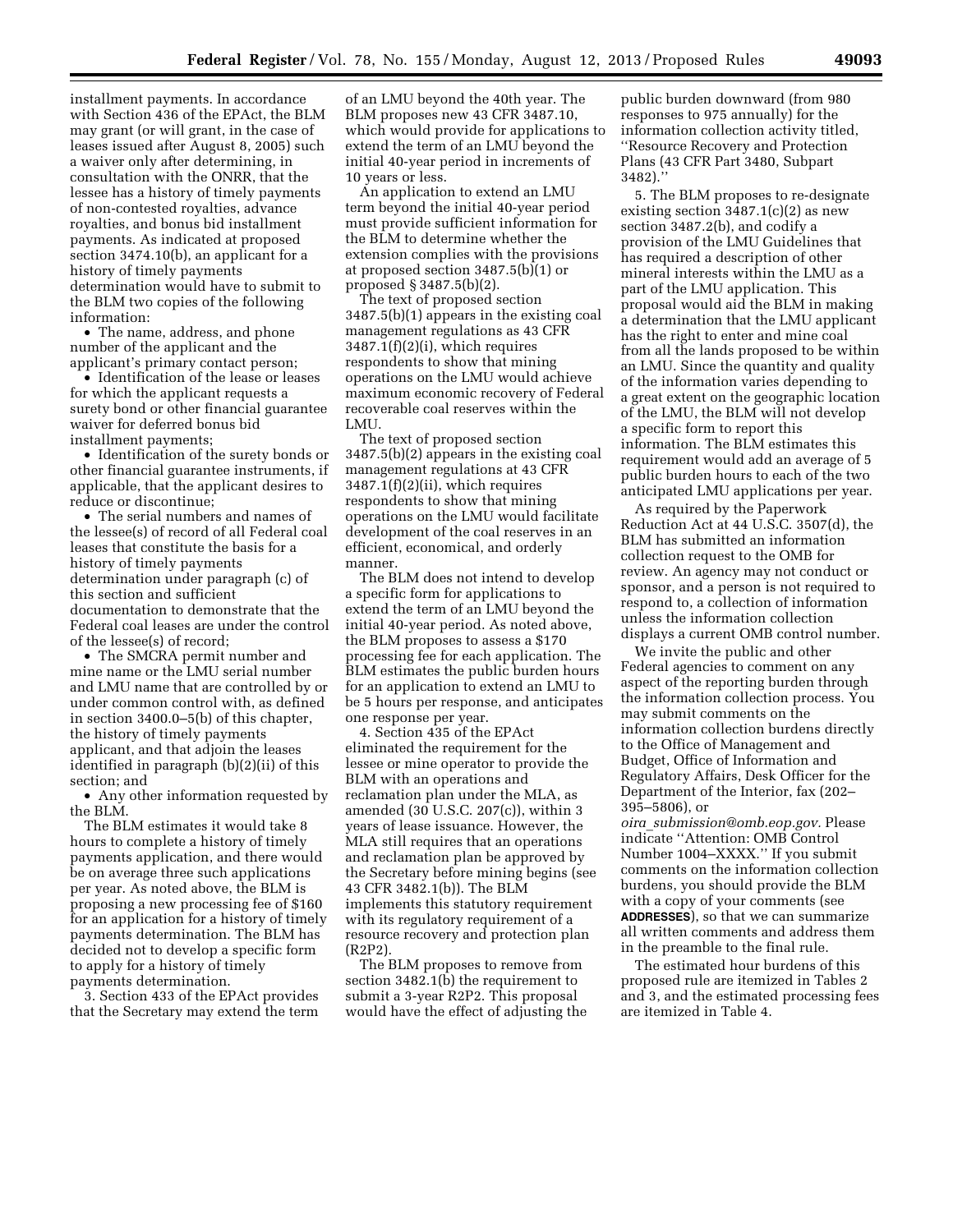installment payments. In accordance with Section 436 of the EPAct, the BLM may grant (or will grant, in the case of leases issued after August 8, 2005) such a waiver only after determining, in consultation with the ONRR, that the lessee has a history of timely payments of non-contested royalties, advance royalties, and bonus bid installment payments. As indicated at proposed section 3474.10(b), an applicant for a history of timely payments determination would have to submit to the BLM two copies of the following information:

- The name, address, and phone number of the applicant and the applicant's primary contact person;
- Identification of the lease or leases for which the applicant requests a surety bond or other financial guarantee waiver for deferred bonus bid installment payments;
- Identification of the surety bonds or other financial guarantee instruments, if applicable, that the applicant desires to reduce or discontinue;
- The serial numbers and names of the lessee(s) of record of all Federal coal leases that constitute the basis for a history of timely payments determination under paragraph (c) of this section and sufficient documentation to demonstrate that the Federal coal leases are under the control of the lessee(s) of record;
- The SMCRA permit number and mine name or the LMU serial number and LMU name that are controlled by or under common control with, as defined in section 3400.0–5(b) of this chapter, the history of timely payments applicant, and that adjoin the leases identified in paragraph (b)(2)(ii) of this section; and
- Any other information requested by the BLM.

The BLM estimates it would take 8 hours to complete a history of timely payments application, and there would be on average three such applications per year. As noted above, the BLM is proposing a new processing fee of $160 for an application for a history of timely payments determination. The BLM has decided not to develop a specific form to apply for a history of timely payments determination.

3. Section 433 of the EPAct provides that the Secretary may extend the term of an LMU beyond the 40th year. The BLM proposes new 43 CFR 3487.10, which would provide for applications to extend the term of an LMU beyond the initial 40-year period in increments of 10 years or less.

An application to extend an LMU term beyond the initial 40-year period must provide sufficient information for the BLM to determine whether the extension complies with the provisions at proposed section 3487.5(b)(1) or proposed § 3487.5(b)(2).

The text of proposed section 3487.5(b)(1) appears in the existing coal management regulations as 43 CFR 3487.1(f)(2)(i), which requires respondents to show that mining operations on the LMU would achieve maximum economic recovery of Federal recoverable coal reserves within the LMU.

The text of proposed section 3487.5(b)(2) appears in the existing coal management regulations at 43 CFR 3487.1(f)(2)(ii), which requires respondents to show that mining operations on the LMU would facilitate development of the coal reserves in an efficient, economical, and orderly manner.

The BLM does not intend to develop a specific form for applications to extend the term of an LMU beyond the initial 40-year period. As noted above, the BLM proposes to assess a $170 processing fee for each application. The BLM estimates the public burden hours for an application to extend an LMU to be 5 hours per response, and anticipates one response per year.

4. Section 435 of the EPAct eliminated the requirement for the lessee or mine operator to provide the BLM with an operations and reclamation plan under the MLA, as amended (30 U.S.C. 207(c)), within 3 years of lease issuance. However, the MLA still requires that an operations and reclamation plan be approved by the Secretary before mining begins (see 43 CFR 3482.1(b)). The BLM implements this statutory requirement with its regulatory requirement of a resource recovery and protection plan (R2P2).

The BLM proposes to remove from section 3482.1(b) the requirement to submit a 3-year R2P2. This proposal would have the effect of adjusting the public burden downward (from 980 responses to 975 annually) for the information collection activity titled, ''Resource Recovery and Protection Plans (43 CFR Part 3480, Subpart 3482).''

5. The BLM proposes to re-designate existing section 3487.1(c)(2) as new section 3487.2(b), and codify a provision of the LMU Guidelines that has required a description of other mineral interests within the LMU as a part of the LMU application. This proposal would aid the BLM in making a determination that the LMU applicant has the right to enter and mine coal from all the lands proposed to be within an LMU. Since the quantity and quality of the information varies depending to a great extent on the geographic location of the LMU, the BLM will not develop a specific form to report this information. The BLM estimates this requirement would add an average of 5 public burden hours to each of the two anticipated LMU applications per year.

As required by the Paperwork Reduction Act at 44 U.S.C. 3507(d), the BLM has submitted an information collection request to the OMB for review. An agency may not conduct or sponsor, and a person is not required to respond to, a collection of information unless the information collection displays a current OMB control number.

We invite the public and other Federal agencies to comment on any aspect of the reporting burden through the information collection process. You may submit comments on the information collection burdens directly to the Office of Management and Budget, Office of Information and Regulatory Affairs, Desk Officer for the Department of the Interior, fax (202–395–5806), or *oira_submission@omb.eop.gov.* Please indicate ''Attention: OMB Control Number 1004–XXXX.'' If you submit comments on the information collection burdens, you should provide the BLM with a copy of your comments (see **ADDRESSES**), so that we can summarize all written comments and address them in the preamble to the final rule.

The estimated hour burdens of this proposed rule are itemized in Tables 2 and 3, and the estimated processing fees are itemized in Table 4.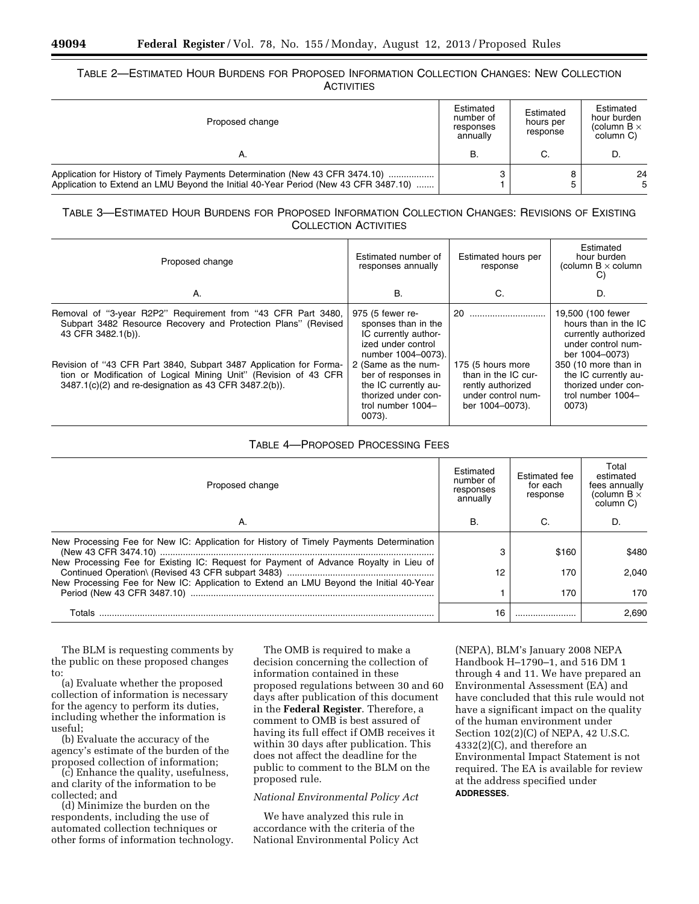TABLE 2—ESTIMATED HOUR BURDENS FOR PROPOSED INFORMATION COLLECTION CHANGES: NEW COLLECTION ACTIVITIES

| Proposed change | Estimated number of responses annually | Estimated hours per response | Estimated hour burden (column B × column C) |
|---|---|---|---|
| A. | B. | C. | D. |
| Application for History of Timely Payments Determination (New 43 CFR 3474.10) | 3 | 8 | 24 |
| Application to Extend an LMU Beyond the Initial 40-Year Period (New 43 CFR 3487.10) | 1 | 5 | 5 |

TABLE 3—ESTIMATED HOUR BURDENS FOR PROPOSED INFORMATION COLLECTION CHANGES: REVISIONS OF EXISTING COLLECTION ACTIVITIES

| Proposed change | Estimated number of responses annually | Estimated hours per response | Estimated hour burden (column B × column C) |
|---|---|---|---|
| A. | B. | C. | D. |
| Removal of "3-year R2P2" Requirement from "43 CFR Part 3480, Subpart 3482 Resource Recovery and Protection Plans" (Revised 43 CFR 3482.1(b)). | 975 (5 fewer responses than in the IC currently authorized under control number 1004–0073). | 20 | 19,500 (100 fewer hours than in the IC currently authorized under control number 1004–0073) |
| Revision of "43 CFR Part 3840, Subpart 3487 Application for Formation or Modification of Logical Mining Unit" (Revision of 43 CFR 3487.1(c)(2) and re-designation as 43 CFR 3487.2(b)). | 2 (Same as the number of responses in the IC currently authorized under control number 1004–0073). | 175 (5 hours more than in the IC currently authorized under control number 1004–0073). | 350 (10 more than in the IC currently authorized under control number 1004–0073) |

TABLE 4—PROPOSED PROCESSING FEES

| Proposed change | Estimated number of responses annually | Estimated fee for each response | Total estimated fees annually (column B × column C) |
|---|---|---|---|
| A. | B. | C. | D. |
| New Processing Fee for New IC: Application for History of Timely Payments Determination (New 43 CFR 3474.10) | 3 | $160 | $480 |
| New Processing Fee for Existing IC: Request for Payment of Advance Royalty in Lieu of Continued Operation\ (Revised 43 CFR subpart 3483) | 12 | 170 | 2,040 |
| New Processing Fee for New IC: Application to Extend an LMU Beyond the Initial 40-Year Period (New 43 CFR 3487.10) | 1 | 170 | 170 |
| Totals | 16 | | 2,690 |

The BLM is requesting comments by the public on these proposed changes to:

(a) Evaluate whether the proposed collection of information is necessary for the agency to perform its duties, including whether the information is useful;

(b) Evaluate the accuracy of the agency's estimate of the burden of the proposed collection of information;

(c) Enhance the quality, usefulness, and clarity of the information to be collected; and

(d) Minimize the burden on the respondents, including the use of automated collection techniques or other forms of information technology.

The OMB is required to make a decision concerning the collection of information contained in these proposed regulations between 30 and 60 days after publication of this document in the **Federal Register**. Therefore, a comment to OMB is best assured of having its full effect if OMB receives it within 30 days after publication. This does not affect the deadline for the public to comment to the BLM on the proposed rule.

*National Environmental Policy Act*

We have analyzed this rule in accordance with the criteria of the National Environmental Policy Act (NEPA), BLM's January 2008 NEPA Handbook H–1790–1, and 516 DM 1 through 4 and 11. We have prepared an Environmental Assessment (EA) and have concluded that this rule would not have a significant impact on the quality of the human environment under Section 102(2)(C) of NEPA, 42 U.S.C. 4332(2)(C), and therefore an Environmental Impact Statement is not required. The EA is available for review at the address specified under **ADDRESSES**.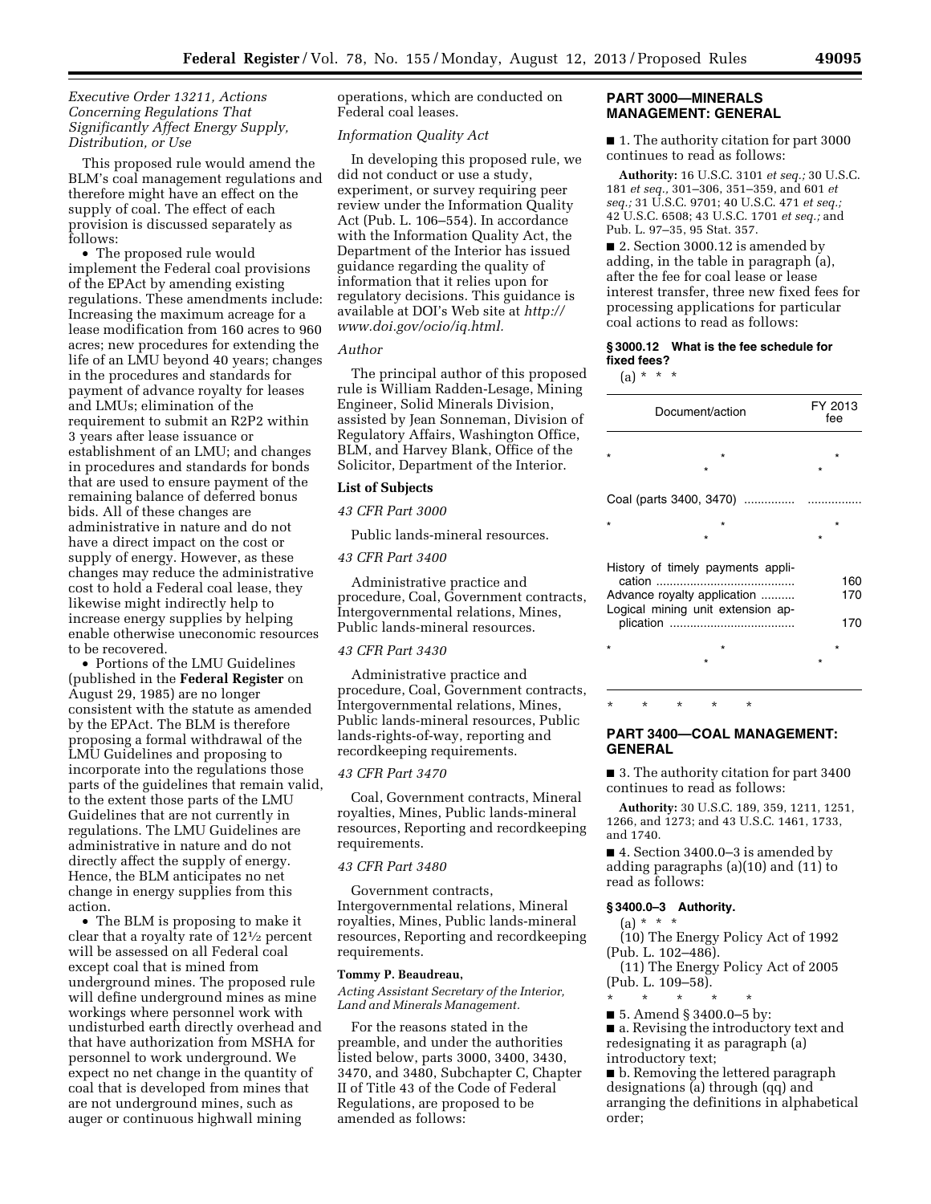*Executive Order 13211, Actions Concerning Regulations That Significantly Affect Energy Supply, Distribution, or Use*

This proposed rule would amend the BLM's coal management regulations and therefore might have an effect on the supply of coal. The effect of each provision is discussed separately as follows:

- The proposed rule would implement the Federal coal provisions of the EPAct by amending existing regulations. These amendments include: Increasing the maximum acreage for a lease modification from 160 acres to 960 acres; new procedures for extending the life of an LMU beyond 40 years; changes in the procedures and standards for payment of advance royalty for leases and LMUs; elimination of the requirement to submit an R2P2 within 3 years after lease issuance or establishment of an LMU; and changes in procedures and standards for bonds that are used to ensure payment of the remaining balance of deferred bonus bids. All of these changes are administrative in nature and do not have a direct impact on the cost or supply of energy. However, as these changes may reduce the administrative cost to hold a Federal coal lease, they likewise might indirectly help to increase energy supplies by helping enable otherwise uneconomic resources to be recovered.
- Portions of the LMU Guidelines (published in the **Federal Register** on August 29, 1985) are no longer consistent with the statute as amended by the EPAct. The BLM is therefore proposing a formal withdrawal of the LMU Guidelines and proposing to incorporate into the regulations those parts of the guidelines that remain valid, to the extent those parts of the LMU Guidelines that are not currently in regulations. The LMU Guidelines are administrative in nature and do not directly affect the supply of energy. Hence, the BLM anticipates no net change in energy supplies from this action.
- The BLM is proposing to make it clear that a royalty rate of 12½ percent will be assessed on all Federal coal except coal that is mined from underground mines. The proposed rule will define underground mines as mine workings where personnel work with undisturbed earth directly overhead and that have authorization from MSHA for personnel to work underground. We expect no net change in the quantity of coal that is developed from mines that are not underground mines, such as auger or continuous highwall mining operations, which are conducted on Federal coal leases.

*Information Quality Act*

In developing this proposed rule, we did not conduct or use a study, experiment, or survey requiring peer review under the Information Quality Act (Pub. L. 106–554). In accordance with the Information Quality Act, the Department of the Interior has issued guidance regarding the quality of information that it relies upon for regulatory decisions. This guidance is available at DOI's Web site at *http://www.doi.gov/ocio/iq.html.*

*Author*

The principal author of this proposed rule is William Radden-Lesage, Mining Engineer, Solid Minerals Division, assisted by Jean Sonneman, Division of Regulatory Affairs, Washington Office, BLM, and Harvey Blank, Office of the Solicitor, Department of the Interior.

**List of Subjects**

*43 CFR Part 3000*

Public lands-mineral resources.

*43 CFR Part 3400*

Administrative practice and procedure, Coal, Government contracts, Intergovernmental relations, Mines, Public lands-mineral resources.

*43 CFR Part 3430*

Administrative practice and procedure, Coal, Government contracts, Intergovernmental relations, Mines, Public lands-mineral resources, Public lands-rights-of-way, reporting and recordkeeping requirements.

*43 CFR Part 3470*

Coal, Government contracts, Mineral royalties, Mines, Public lands-mineral resources, Reporting and recordkeeping requirements.

*43 CFR Part 3480*

Government contracts, Intergovernmental relations, Mineral royalties, Mines, Public lands-mineral resources, Reporting and recordkeeping requirements.

**Tommy P. Beaudreau,**

*Acting Assistant Secretary of the Interior, Land and Minerals Management.*

For the reasons stated in the preamble, and under the authorities listed below, parts 3000, 3400, 3430, 3470, and 3480, Subchapter C, Chapter II of Title 43 of the Code of Federal Regulations, are proposed to be amended as follows:

## PART 3000—MINERALS MANAGEMENT: GENERAL

■ 1. The authority citation for part 3000 continues to read as follows:

**Authority:** 16 U.S.C. 3101 *et seq.;* 30 U.S.C. 181 *et seq.,* 301–306, 351–359, and 601 *et seq.;* 31 U.S.C. 9701; 40 U.S.C. 471 *et seq.;* 42 U.S.C. 6508; 43 U.S.C. 1701 *et seq.;* and Pub. L. 97–35, 95 Stat. 357.

■ 2. Section 3000.12 is amended by adding, in the table in paragraph (a), after the fee for coal lease or lease interest transfer, three new fixed fees for processing applications for particular coal actions to read as follows:

**§ 3000.12 What is the fee schedule for fixed fees?**

(a) * * *

| Document/action | FY 2013 fee |
|---|---|
| * * * | * * |
| Coal (parts 3400, 3470) ............... | ............... |
| * * * | * * |
| History of timely payments application ........................................ | 160 |
| Advance royalty application .......... | 170 |
| Logical mining unit extension application .................................... | 170 |
| * * * | * * |

\* \* \* \* \*

## PART 3400—COAL MANAGEMENT: GENERAL

■ 3. The authority citation for part 3400 continues to read as follows:

**Authority:** 30 U.S.C. 189, 359, 1211, 1251, 1266, and 1273; and 43 U.S.C. 1461, 1733, and 1740.

■ 4. Section 3400.0–3 is amended by adding paragraphs (a)(10) and (11) to read as follows:

**§ 3400.0–3 Authority.**

(a) * * *

(10) The Energy Policy Act of 1992 (Pub. L. 102–486).

(11) The Energy Policy Act of 2005 (Pub. L. 109–58).

\* \* \* \* \*

■ 5. Amend § 3400.0–5 by:

■ a. Revising the introductory text and redesignating it as paragraph (a) introductory text;

■ b. Removing the lettered paragraph designations (a) through (qq) and arranging the definitions in alphabetical order;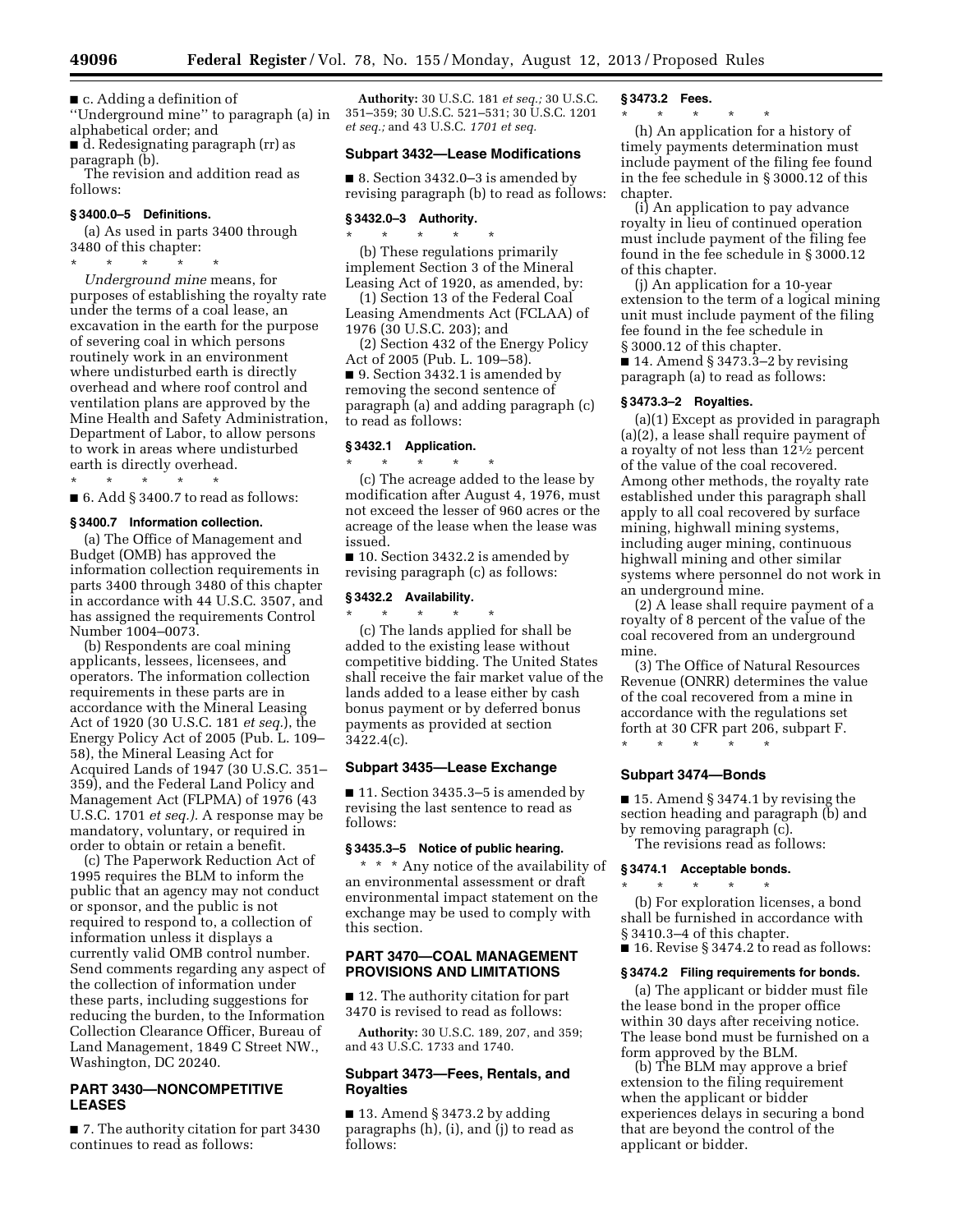■ c. Adding a definition of "Underground mine" to paragraph (a) in alphabetical order; and

■ d. Redesignating paragraph (rr) as paragraph (b).

The revision and addition read as follows:

### § 3400.0–5 Definitions.

(a) As used in parts 3400 through 3480 of this chapter:

\* \* \* \* \*

*Underground mine* means, for purposes of establishing the royalty rate under the terms of a coal lease, an excavation in the earth for the purpose of severing coal in which persons routinely work in an environment where undisturbed earth is directly overhead and where roof control and ventilation plans are approved by the Mine Health and Safety Administration, Department of Labor, to allow persons to work in areas where undisturbed earth is directly overhead.

\* \* \* \* \*

■ 6. Add § 3400.7 to read as follows:

### § 3400.7 Information collection.

(a) The Office of Management and Budget (OMB) has approved the information collection requirements in parts 3400 through 3480 of this chapter in accordance with 44 U.S.C. 3507, and has assigned the requirements Control Number 1004–0073.

(b) Respondents are coal mining applicants, lessees, licensees, and operators. The information collection requirements in these parts are in accordance with the Mineral Leasing Act of 1920 (30 U.S.C. 181 *et seq.*), the Energy Policy Act of 2005 (Pub. L. 109–58), the Mineral Leasing Act for Acquired Lands of 1947 (30 U.S.C. 351–359), and the Federal Land Policy and Management Act (FLPMA) of 1976 (43 U.S.C. 1701 *et seq.).* A response may be mandatory, voluntary, or required in order to obtain or retain a benefit.

(c) The Paperwork Reduction Act of 1995 requires the BLM to inform the public that an agency may not conduct or sponsor, and the public is not required to respond to, a collection of information unless it displays a currently valid OMB control number. Send comments regarding any aspect of the collection of information under these parts, including suggestions for reducing the burden, to the Information Collection Clearance Officer, Bureau of Land Management, 1849 C Street NW., Washington, DC 20240.

## PART 3430—NONCOMPETITIVE LEASES

■ 7. The authority citation for part 3430 continues to read as follows:

**Authority:** 30 U.S.C. 181 *et seq.;* 30 U.S.C. 351–359; 30 U.S.C. 521–531; 30 U.S.C. 1201 *et seq.;* and 43 U.S.C. *1701 et seq.*

## Subpart 3432—Lease Modifications

■ 8. Section 3432.0–3 is amended by revising paragraph (b) to read as follows:

### § 3432.0–3 Authority.

\* \* \* \* \*

(b) These regulations primarily implement Section 3 of the Mineral Leasing Act of 1920, as amended, by:

(1) Section 13 of the Federal Coal Leasing Amendments Act (FCLAA) of 1976 (30 U.S.C. 203); and

(2) Section 432 of the Energy Policy Act of 2005 (Pub. L. 109–58).

■ 9. Section 3432.1 is amended by removing the second sentence of paragraph (a) and adding paragraph (c) to read as follows:

### § 3432.1 Application.

\* \* \* \* \*

(c) The acreage added to the lease by modification after August 4, 1976, must not exceed the lesser of 960 acres or the acreage of the lease when the lease was issued.

■ 10. Section 3432.2 is amended by revising paragraph (c) as follows:

### § 3432.2 Availability.

\* \* \* \* \*

(c) The lands applied for shall be added to the existing lease without competitive bidding. The United States shall receive the fair market value of the lands added to a lease either by cash bonus payment or by deferred bonus payments as provided at section 3422.4(c).

## Subpart 3435—Lease Exchange

■ 11. Section 3435.3–5 is amended by revising the last sentence to read as follows:

### § 3435.3–5 Notice of public hearing.

\* \* \* Any notice of the availability of an environmental assessment or draft environmental impact statement on the exchange may be used to comply with this section.

## PART 3470—COAL MANAGEMENT PROVISIONS AND LIMITATIONS

■ 12. The authority citation for part 3470 is revised to read as follows:

**Authority:** 30 U.S.C. 189, 207, and 359; and 43 U.S.C. 1733 and 1740.

## Subpart 3473—Fees, Rentals, and Royalties

■ 13. Amend § 3473.2 by adding paragraphs (h), (i), and (j) to read as follows:

### § 3473.2 Fees.

\* \* \* \* \*

(h) An application for a history of timely payments determination must include payment of the filing fee found in the fee schedule in § 3000.12 of this chapter.

(i) An application to pay advance royalty in lieu of continued operation must include payment of the filing fee found in the fee schedule in § 3000.12 of this chapter.

(j) An application for a 10-year extension to the term of a logical mining unit must include payment of the filing fee found in the fee schedule in § 3000.12 of this chapter.

■ 14. Amend § 3473.3–2 by revising paragraph (a) to read as follows:

### § 3473.3–2 Royalties.

(a)(1) Except as provided in paragraph (a)(2), a lease shall require payment of a royalty of not less than 12½ percent of the value of the coal recovered. Among other methods, the royalty rate established under this paragraph shall apply to all coal recovered by surface mining, highwall mining systems, including auger mining, continuous highwall mining and other similar systems where personnel do not work in an underground mine.

(2) A lease shall require payment of a royalty of 8 percent of the value of the coal recovered from an underground mine.

(3) The Office of Natural Resources Revenue (ONRR) determines the value of the coal recovered from a mine in accordance with the regulations set forth at 30 CFR part 206, subpart F.

\* \* \* \* \*

## Subpart 3474—Bonds

■ 15. Amend § 3474.1 by revising the section heading and paragraph (b) and by removing paragraph (c).

The revisions read as follows:

### § 3474.1 Acceptable bonds.

\* \* \* \* \*

(b) For exploration licenses, a bond shall be furnished in accordance with § 3410.3–4 of this chapter.

■ 16. Revise § 3474.2 to read as follows:

### § 3474.2 Filing requirements for bonds.

(a) The applicant or bidder must file the lease bond in the proper office within 30 days after receiving notice. The lease bond must be furnished on a form approved by the BLM.

(b) The BLM may approve a brief extension to the filing requirement when the applicant or bidder experiences delays in securing a bond that are beyond the control of the applicant or bidder.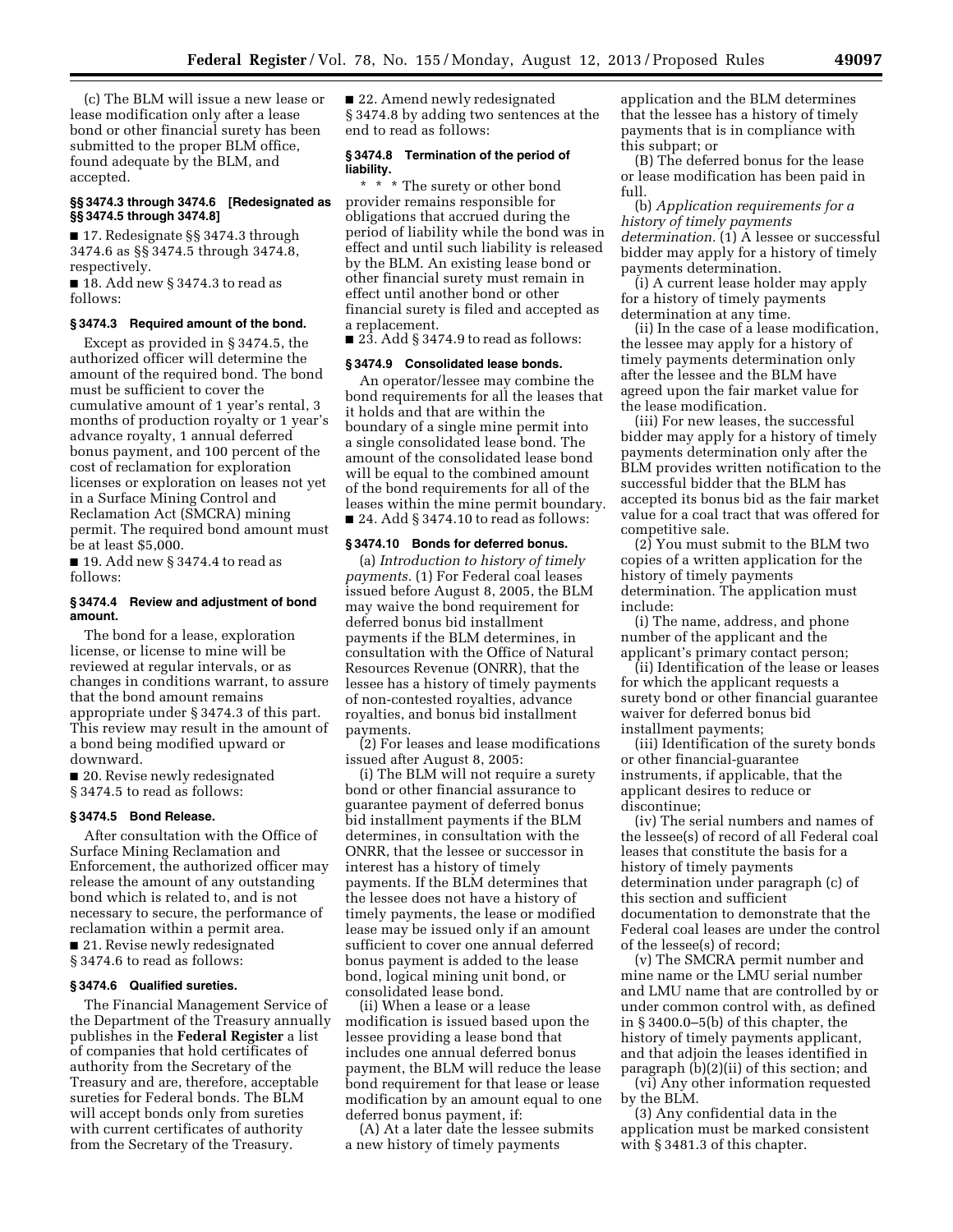(c) The BLM will issue a new lease or lease modification only after a lease bond or other financial surety has been submitted to the proper BLM office, found adequate by the BLM, and accepted.

#### §§ 3474.3 through 3474.6 [Redesignated as §§ 3474.5 through 3474.8]

■ 17. Redesignate §§ 3474.3 through 3474.6 as §§ 3474.5 through 3474.8, respectively.

■ 18. Add new § 3474.3 to read as follows:

#### § 3474.3 Required amount of the bond.

Except as provided in § 3474.5, the authorized officer will determine the amount of the required bond. The bond must be sufficient to cover the cumulative amount of 1 year's rental, 3 months of production royalty or 1 year's advance royalty, 1 annual deferred bonus payment, and 100 percent of the cost of reclamation for exploration licenses or exploration on leases not yet in a Surface Mining Control and Reclamation Act (SMCRA) mining permit. The required bond amount must be at least $5,000.

■ 19. Add new § 3474.4 to read as follows:

#### § 3474.4 Review and adjustment of bond amount.

The bond for a lease, exploration license, or license to mine will be reviewed at regular intervals, or as changes in conditions warrant, to assure that the bond amount remains appropriate under § 3474.3 of this part. This review may result in the amount of a bond being modified upward or downward.

■ 20. Revise newly redesignated § 3474.5 to read as follows:

#### § 3474.5 Bond Release.

After consultation with the Office of Surface Mining Reclamation and Enforcement, the authorized officer may release the amount of any outstanding bond which is related to, and is not necessary to secure, the performance of reclamation within a permit area.

■ 21. Revise newly redesignated § 3474.6 to read as follows:

#### § 3474.6 Qualified sureties.

The Financial Management Service of the Department of the Treasury annually publishes in the **Federal Register** a list of companies that hold certificates of authority from the Secretary of the Treasury and are, therefore, acceptable sureties for Federal bonds. The BLM will accept bonds only from sureties with current certificates of authority from the Secretary of the Treasury.

■ 22. Amend newly redesignated § 3474.8 by adding two sentences at the end to read as follows:

#### § 3474.8 Termination of the period of liability.

\* \* \* The surety or other bond provider remains responsible for obligations that accrued during the period of liability while the bond was in effect and until such liability is released by the BLM. An existing lease bond or other financial surety must remain in effect until another bond or other financial surety is filed and accepted as a replacement.

■ 23. Add § 3474.9 to read as follows:

#### § 3474.9 Consolidated lease bonds.

An operator/lessee may combine the bond requirements for all the leases that it holds and that are within the boundary of a single mine permit into a single consolidated lease bond. The amount of the consolidated lease bond will be equal to the combined amount of the bond requirements for all of the leases within the mine permit boundary.

■ 24. Add § 3474.10 to read as follows:

#### § 3474.10 Bonds for deferred bonus.

(a) *Introduction to history of timely payments.* (1) For Federal coal leases issued before August 8, 2005, the BLM may waive the bond requirement for deferred bonus bid installment payments if the BLM determines, in consultation with the Office of Natural Resources Revenue (ONRR), that the lessee has a history of timely payments of non-contested royalties, advance royalties, and bonus bid installment payments.

(2) For leases and lease modifications issued after August 8, 2005:

(i) The BLM will not require a surety bond or other financial assurance to guarantee payment of deferred bonus bid installment payments if the BLM determines, in consultation with the ONRR, that the lessee or successor in interest has a history of timely payments. If the BLM determines that the lessee does not have a history of timely payments, the lease or modified lease may be issued only if an amount sufficient to cover one annual deferred bonus payment is added to the lease bond, logical mining unit bond, or consolidated lease bond.

(ii) When a lease or a lease modification is issued based upon the lessee providing a lease bond that includes one annual deferred bonus payment, the BLM will reduce the lease bond requirement for that lease or lease modification by an amount equal to one deferred bonus payment, if:

(A) At a later date the lessee submits a new history of timely payments application and the BLM determines that the lessee has a history of timely payments that is in compliance with this subpart; or

(B) The deferred bonus for the lease or lease modification has been paid in full.

(b) *Application requirements for a history of timely payments determination.* (1) A lessee or successful bidder may apply for a history of timely payments determination.

(i) A current lease holder may apply for a history of timely payments determination at any time.

(ii) In the case of a lease modification, the lessee may apply for a history of timely payments determination only after the lessee and the BLM have agreed upon the fair market value for the lease modification.

(iii) For new leases, the successful bidder may apply for a history of timely payments determination only after the BLM provides written notification to the successful bidder that the BLM has accepted its bonus bid as the fair market value for a coal tract that was offered for competitive sale.

(2) You must submit to the BLM two copies of a written application for the history of timely payments determination. The application must include:

(i) The name, address, and phone number of the applicant and the applicant's primary contact person;

(ii) Identification of the lease or leases for which the applicant requests a surety bond or other financial guarantee waiver for deferred bonus bid installment payments;

(iii) Identification of the surety bonds or other financial-guarantee instruments, if applicable, that the applicant desires to reduce or discontinue;

(iv) The serial numbers and names of the lessee(s) of record of all Federal coal leases that constitute the basis for a history of timely payments determination under paragraph (c) of this section and sufficient documentation to demonstrate that the Federal coal leases are under the control of the lessee(s) of record;

(v) The SMCRA permit number and mine name or the LMU serial number and LMU name that are controlled by or under common control with, as defined in § 3400.0–5(b) of this chapter, the history of timely payments applicant, and that adjoin the leases identified in paragraph (b)(2)(ii) of this section; and

(vi) Any other information requested by the BLM.

(3) Any confidential data in the application must be marked consistent with § 3481.3 of this chapter.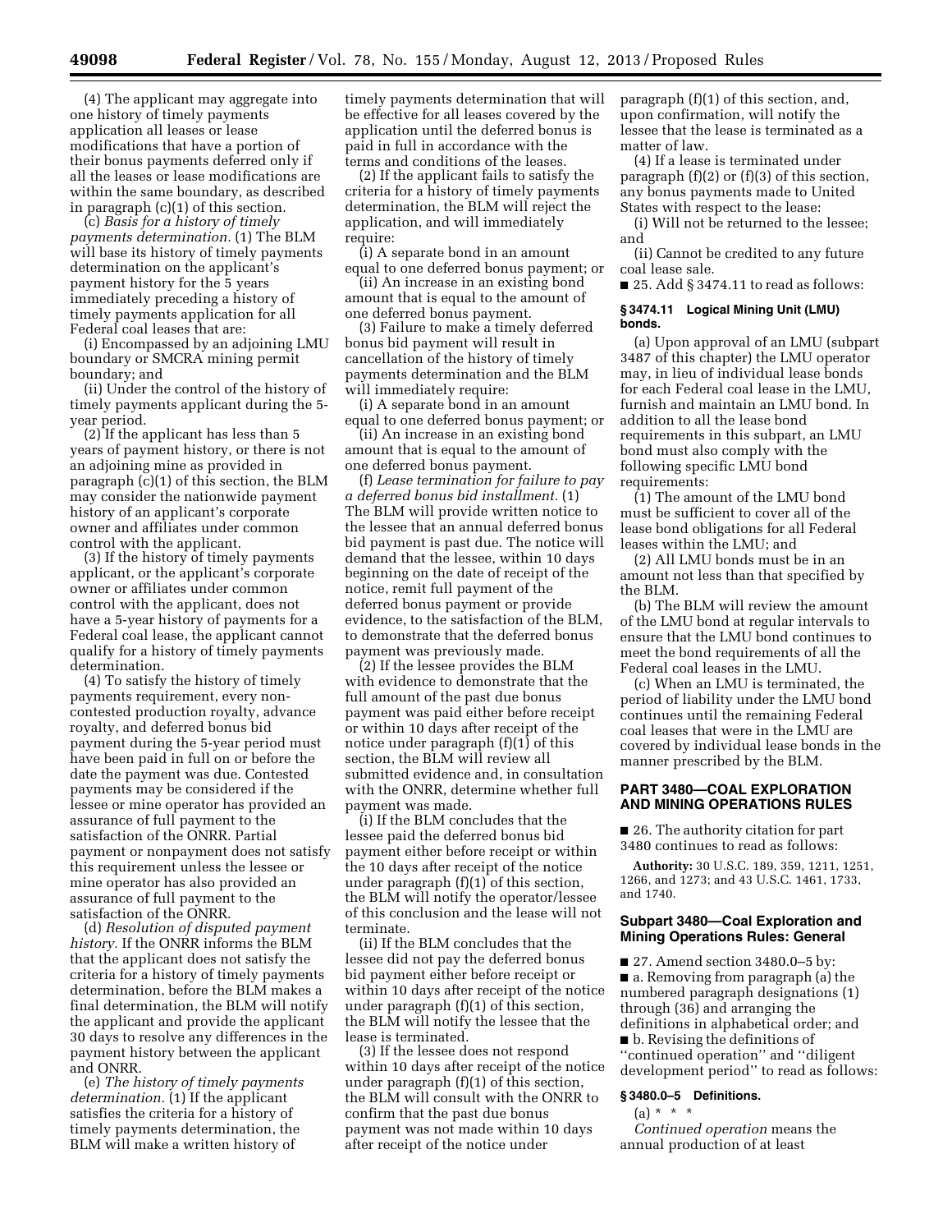(4) The applicant may aggregate into one history of timely payments application all leases or lease modifications that have a portion of their bonus payments deferred only if all the leases or lease modifications are within the same boundary, as described in paragraph (c)(1) of this section.

(c) *Basis for a history of timely payments determination.* (1) The BLM will base its history of timely payments determination on the applicant's payment history for the 5 years immediately preceding a history of timely payments application for all Federal coal leases that are:

(i) Encompassed by an adjoining LMU boundary or SMCRA mining permit boundary; and

(ii) Under the control of the history of timely payments applicant during the 5-year period.

(2) If the applicant has less than 5 years of payment history, or there is not an adjoining mine as provided in paragraph (c)(1) of this section, the BLM may consider the nationwide payment history of an applicant's corporate owner and affiliates under common control with the applicant.

(3) If the history of timely payments applicant, or the applicant's corporate owner or affiliates under common control with the applicant, does not have a 5-year history of payments for a Federal coal lease, the applicant cannot qualify for a history of timely payments determination.

(4) To satisfy the history of timely payments requirement, every non-contested production royalty, advance royalty, and deferred bonus bid payment during the 5-year period must have been paid in full on or before the date the payment was due. Contested payments may be considered if the lessee or mine operator has provided an assurance of full payment to the satisfaction of the ONRR. Partial payment or nonpayment does not satisfy this requirement unless the lessee or mine operator has also provided an assurance of full payment to the satisfaction of the ONRR.

(d) *Resolution of disputed payment history.* If the ONRR informs the BLM that the applicant does not satisfy the criteria for a history of timely payments determination, before the BLM makes a final determination, the BLM will notify the applicant and provide the applicant 30 days to resolve any differences in the payment history between the applicant and ONRR.

(e) *The history of timely payments determination.* (1) If the applicant satisfies the criteria for a history of timely payments determination, the BLM will make a written history of timely payments determination that will be effective for all leases covered by the application until the deferred bonus is paid in full in accordance with the terms and conditions of the leases.

(2) If the applicant fails to satisfy the criteria for a history of timely payments determination, the BLM will reject the application, and will immediately require:

(i) A separate bond in an amount equal to one deferred bonus payment; or

(ii) An increase in an existing bond amount that is equal to the amount of one deferred bonus payment.

(3) Failure to make a timely deferred bonus bid payment will result in cancellation of the history of timely payments determination and the BLM will immediately require:

(i) A separate bond in an amount equal to one deferred bonus payment; or

(ii) An increase in an existing bond amount that is equal to the amount of one deferred bonus payment.

(f) *Lease termination for failure to pay a deferred bonus bid installment.* (1) The BLM will provide written notice to the lessee that an annual deferred bonus bid payment is past due. The notice will demand that the lessee, within 10 days beginning on the date of receipt of the notice, remit full payment of the deferred bonus payment or provide evidence, to the satisfaction of the BLM, to demonstrate that the deferred bonus payment was previously made.

(2) If the lessee provides the BLM with evidence to demonstrate that the full amount of the past due bonus payment was paid either before receipt or within 10 days after receipt of the notice under paragraph (f)(1) of this section, the BLM will review all submitted evidence and, in consultation with the ONRR, determine whether full payment was made.

(i) If the BLM concludes that the lessee paid the deferred bonus bid payment either before receipt or within the 10 days after receipt of the notice under paragraph (f)(1) of this section, the BLM will notify the operator/lessee of this conclusion and the lease will not terminate.

(ii) If the BLM concludes that the lessee did not pay the deferred bonus bid payment either before receipt or within 10 days after receipt of the notice under paragraph (f)(1) of this section, the BLM will notify the lessee that the lease is terminated.

(3) If the lessee does not respond within 10 days after receipt of the notice under paragraph (f)(1) of this section, the BLM will consult with the ONRR to confirm that the past due bonus payment was not made within 10 days after receipt of the notice under paragraph (f)(1) of this section, and, upon confirmation, will notify the lessee that the lease is terminated as a matter of law.

(4) If a lease is terminated under paragraph (f)(2) or (f)(3) of this section, any bonus payments made to United States with respect to the lease:

(i) Will not be returned to the lessee; and

(ii) Cannot be credited to any future coal lease sale.

■ 25. Add § 3474.11 to read as follows:

#### § 3474.11 Logical Mining Unit (LMU) bonds.

(a) Upon approval of an LMU (subpart 3487 of this chapter) the LMU operator may, in lieu of individual lease bonds for each Federal coal lease in the LMU, furnish and maintain an LMU bond. In addition to all the lease bond requirements in this subpart, an LMU bond must also comply with the following specific LMU bond requirements:

(1) The amount of the LMU bond must be sufficient to cover all of the lease bond obligations for all Federal leases within the LMU; and

(2) All LMU bonds must be in an amount not less than that specified by the BLM.

(b) The BLM will review the amount of the LMU bond at regular intervals to ensure that the LMU bond continues to meet the bond requirements of all the Federal coal leases in the LMU.

(c) When an LMU is terminated, the period of liability under the LMU bond continues until the remaining Federal coal leases that were in the LMU are covered by individual lease bonds in the manner prescribed by the BLM.

## PART 3480—COAL EXPLORATION AND MINING OPERATIONS RULES

■ 26. The authority citation for part 3480 continues to read as follows:

**Authority:** 30 U.S.C. 189, 359, 1211, 1251, 1266, and 1273; and 43 U.S.C. 1461, 1733, and 1740.

### Subpart 3480—Coal Exploration and Mining Operations Rules: General

■ 27. Amend section 3480.0–5 by:

■ a. Removing from paragraph (a) the numbered paragraph designations (1) through (36) and arranging the definitions in alphabetical order; and

■ b. Revising the definitions of ''continued operation'' and ''diligent development period'' to read as follows:

#### § 3480.0–5 Definitions.

(a) * * *

*Continued operation* means the annual production of at least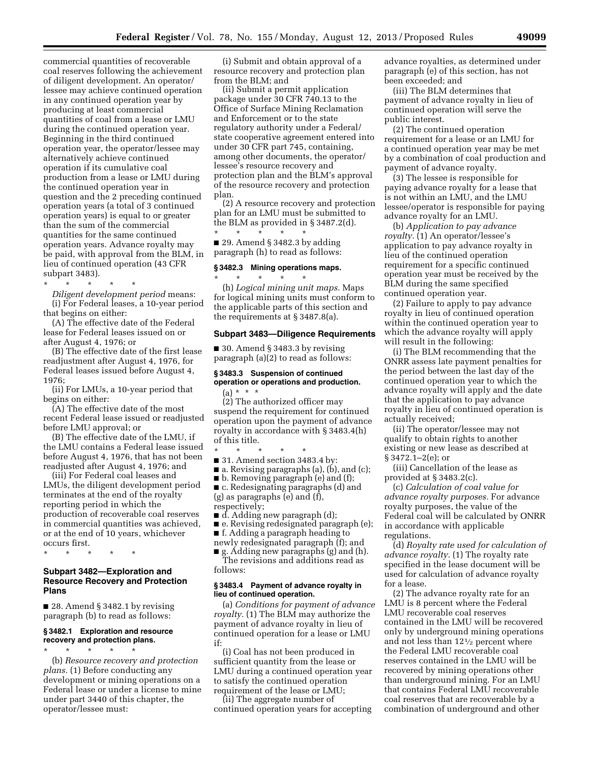commercial quantities of recoverable coal reserves following the achievement of diligent development. An operator/lessee may achieve continued operation in any continued operation year by producing at least commercial quantities of coal from a lease or LMU during the continued operation year. Beginning in the third continued operation year, the operator/lessee may alternatively achieve continued operation if its cumulative coal production from a lease or LMU during the continued operation year in question and the 2 preceding continued operation years (a total of 3 continued operation years) is equal to or greater than the sum of the commercial quantities for the same continued operation years. Advance royalty may be paid, with approval from the BLM, in lieu of continued operation (43 CFR subpart 3483).

\* \* \* \* \*

*Diligent development period* means:

(i) For Federal leases, a 10-year period that begins on either:

(A) The effective date of the Federal lease for Federal leases issued on or after August 4, 1976; or

(B) The effective date of the first lease readjustment after August 4, 1976, for Federal leases issued before August 4, 1976;

(ii) For LMUs, a 10-year period that begins on either:

(A) The effective date of the most recent Federal lease issued or readjusted before LMU approval; or

(B) The effective date of the LMU, if the LMU contains a Federal lease issued before August 4, 1976, that has not been readjusted after August 4, 1976; and

(iii) For Federal coal leases and LMUs, the diligent development period terminates at the end of the royalty reporting period in which the production of recoverable coal reserves in commercial quantities was achieved, or at the end of 10 years, whichever occurs first.

\* \* \* \* \*

## Subpart 3482—Exploration and Resource Recovery and Protection Plans

■ 28. Amend § 3482.1 by revising paragraph (b) to read as follows:

### § 3482.1 Exploration and resource recovery and protection plans.

\* \* \* \* \*

(b) *Resource recovery and protection plans.* (1) Before conducting any development or mining operations on a Federal lease or under a license to mine under part 3440 of this chapter, the operator/lessee must:

(i) Submit and obtain approval of a resource recovery and protection plan from the BLM; and

(ii) Submit a permit application package under 30 CFR 740.13 to the Office of Surface Mining Reclamation and Enforcement or to the state regulatory authority under a Federal/state cooperative agreement entered into under 30 CFR part 745, containing, among other documents, the operator/lessee's resource recovery and protection plan and the BLM's approval of the resource recovery and protection plan.

(2) A resource recovery and protection plan for an LMU must be submitted to the BLM as provided in § 3487.2(d).

\* \* \* \* \*

■ 29. Amend § 3482.3 by adding paragraph (h) to read as follows:

### § 3482.3 Mining operations maps.

\* \* \* \* \*

(h) *Logical mining unit maps.* Maps for logical mining units must conform to the applicable parts of this section and the requirements at § 3487.8(a).

## Subpart 3483—Diligence Requirements

■ 30. Amend § 3483.3 by revising paragraph (a)(2) to read as follows:

### § 3483.3 Suspension of continued operation or operations and production.

(a) \* \* \*

(2) The authorized officer may suspend the requirement for continued operation upon the payment of advance royalty in accordance with § 3483.4(h) of this title.

\* \* \* \* \*

■ 31. Amend section 3483.4 by:

■ a. Revising paragraphs (a), (b), and (c);

■ b. Removing paragraph (e) and (f);

■ c. Redesignating paragraphs (d) and (g) as paragraphs (e) and (f), respectively;

■ d. Adding new paragraph (d);

■ e. Revising redesignated paragraph (e);

■ f. Adding a paragraph heading to newly redesignated paragraph (f); and

■ g. Adding new paragraphs (g) and (h).

The revisions and additions read as follows:

### § 3483.4 Payment of advance royalty in lieu of continued operation.

(a) *Conditions for payment of advance royalty.* (1) The BLM may authorize the payment of advance royalty in lieu of continued operation for a lease or LMU if:

(i) Coal has not been produced in sufficient quantity from the lease or LMU during a continued operation year to satisfy the continued operation requirement of the lease or LMU;

(ii) The aggregate number of continued operation years for accepting advance royalties, as determined under paragraph (e) of this section, has not been exceeded; and

(iii) The BLM determines that payment of advance royalty in lieu of continued operation will serve the public interest.

(2) The continued operation requirement for a lease or an LMU for a continued operation year may be met by a combination of coal production and payment of advance royalty.

(3) The lessee is responsible for paying advance royalty for a lease that is not within an LMU, and the LMU lessee/operator is responsible for paying advance royalty for an LMU.

(b) *Application to pay advance royalty.* (1) An operator/lessee's application to pay advance royalty in lieu of the continued operation requirement for a specific continued operation year must be received by the BLM during the same specified continued operation year.

(2) Failure to apply to pay advance royalty in lieu of continued operation within the continued operation year to which the advance royalty will apply will result in the following:

(i) The BLM recommending that the ONRR assess late payment penalties for the period between the last day of the continued operation year to which the advance royalty will apply and the date that the application to pay advance royalty in lieu of continued operation is actually received;

(ii) The operator/lessee may not qualify to obtain rights to another existing or new lease as described at § 3472.1–2(e); or

(iii) Cancellation of the lease as provided at § 3483.2(c).

(c) *Calculation of coal value for advance royalty purposes.* For advance royalty purposes, the value of the Federal coal will be calculated by ONRR in accordance with applicable regulations.

(d) *Royalty rate used for calculation of advance royalty.* (1) The royalty rate specified in the lease document will be used for calculation of advance royalty for a lease.

(2) The advance royalty rate for an LMU is 8 percent where the Federal LMU recoverable coal reserves contained in the LMU will be recovered only by underground mining operations and not less than 12½ percent where the Federal LMU recoverable coal reserves contained in the LMU will be recovered by mining operations other than underground mining. For an LMU that contains Federal LMU recoverable coal reserves that are recoverable by a combination of underground and other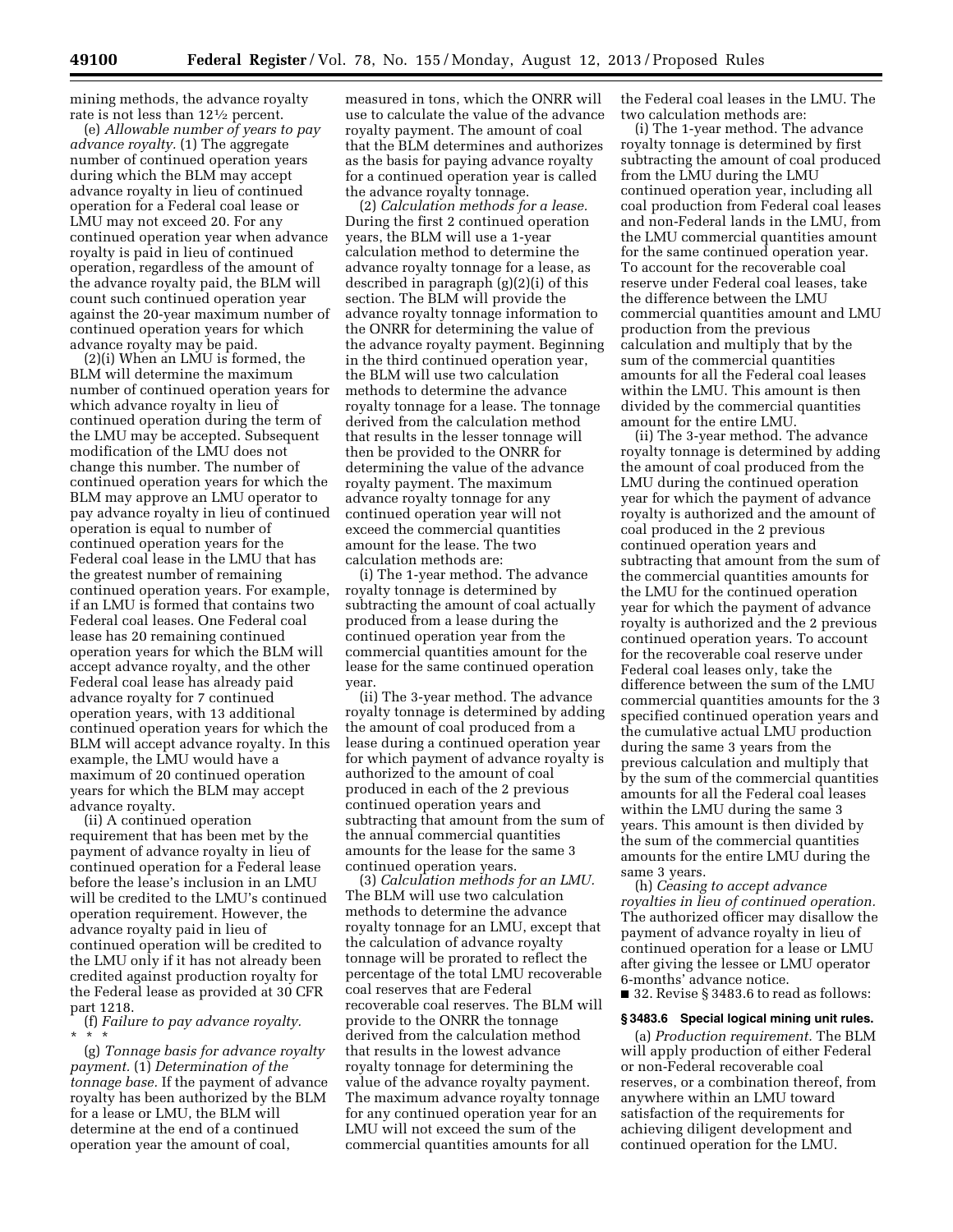mining methods, the advance royalty rate is not less than 12½ percent.

(e) *Allowable number of years to pay advance royalty.* (1) The aggregate number of continued operation years during which the BLM may accept advance royalty in lieu of continued operation for a Federal coal lease or LMU may not exceed 20. For any continued operation year when advance royalty is paid in lieu of continued operation, regardless of the amount of the advance royalty paid, the BLM will count such continued operation year against the 20-year maximum number of continued operation years for which advance royalty may be paid.

(2)(i) When an LMU is formed, the BLM will determine the maximum number of continued operation years for which advance royalty in lieu of continued operation during the term of the LMU may be accepted. Subsequent modification of the LMU does not change this number. The number of continued operation years for which the BLM may approve an LMU operator to pay advance royalty in lieu of continued operation is equal to number of continued operation years for the Federal coal lease in the LMU that has the greatest number of remaining continued operation years. For example, if an LMU is formed that contains two Federal coal leases. One Federal coal lease has 20 remaining continued operation years for which the BLM will accept advance royalty, and the other Federal coal lease has already paid advance royalty for 7 continued operation years, with 13 additional continued operation years for which the BLM will accept advance royalty. In this example, the LMU would have a maximum of 20 continued operation years for which the BLM may accept advance royalty.

(ii) A continued operation requirement that has been met by the payment of advance royalty in lieu of continued operation for a Federal lease before the lease's inclusion in an LMU will be credited to the LMU's continued operation requirement. However, the advance royalty paid in lieu of continued operation will be credited to the LMU only if it has not already been credited against production royalty for the Federal lease as provided at 30 CFR part 1218.

(f) *Failure to pay advance royalty.*

\* \* \*

(g) *Tonnage basis for advance royalty payment.* (1) *Determination of the tonnage base.* If the payment of advance royalty has been authorized by the BLM for a lease or LMU, the BLM will determine at the end of a continued operation year the amount of coal, measured in tons, which the ONRR will use to calculate the value of the advance royalty payment. The amount of coal that the BLM determines and authorizes as the basis for paying advance royalty for a continued operation year is called the advance royalty tonnage.

(2) *Calculation methods for a lease.* During the first 2 continued operation years, the BLM will use a 1-year calculation method to determine the advance royalty tonnage for a lease, as described in paragraph (g)(2)(i) of this section. The BLM will provide the advance royalty tonnage information to the ONRR for determining the value of the advance royalty payment. Beginning in the third continued operation year, the BLM will use two calculation methods to determine the advance royalty tonnage for a lease. The tonnage derived from the calculation method that results in the lesser tonnage will then be provided to the ONRR for determining the value of the advance royalty payment. The maximum advance royalty tonnage for any continued operation year will not exceed the commercial quantities amount for the lease. The two calculation methods are:

(i) The 1-year method. The advance royalty tonnage is determined by subtracting the amount of coal actually produced from a lease during the continued operation year from the commercial quantities amount for the lease for the same continued operation year.

(ii) The 3-year method. The advance royalty tonnage is determined by adding the amount of coal produced from a lease during a continued operation year for which payment of advance royalty is authorized to the amount of coal produced in each of the 2 previous continued operation years and subtracting that amount from the sum of the annual commercial quantities amounts for the lease for the same 3 continued operation years.

(3) *Calculation methods for an LMU.* The BLM will use two calculation methods to determine the advance royalty tonnage for an LMU, except that the calculation of advance royalty tonnage will be prorated to reflect the percentage of the total LMU recoverable coal reserves that are Federal recoverable coal reserves. The BLM will provide to the ONRR the tonnage derived from the calculation method that results in the lowest advance royalty tonnage for determining the value of the advance royalty payment. The maximum advance royalty tonnage for any continued operation year for an LMU will not exceed the sum of the commercial quantities amounts for all the Federal coal leases in the LMU. The two calculation methods are:

(i) The 1-year method. The advance royalty tonnage is determined by first subtracting the amount of coal produced from the LMU during the LMU continued operation year, including all coal production from Federal coal leases and non-Federal lands in the LMU, from the LMU commercial quantities amount for the same continued operation year. To account for the recoverable coal reserve under Federal coal leases, take the difference between the LMU commercial quantities amount and LMU production from the previous calculation and multiply that by the sum of the commercial quantities amounts for all the Federal coal leases within the LMU. This amount is then divided by the commercial quantities amount for the entire LMU.

(ii) The 3-year method. The advance royalty tonnage is determined by adding the amount of coal produced from the LMU during the continued operation year for which the payment of advance royalty is authorized and the amount of coal produced in the 2 previous continued operation years and subtracting that amount from the sum of the commercial quantities amounts for the LMU for the continued operation year for which the payment of advance royalty is authorized and the 2 previous continued operation years. To account for the recoverable coal reserve under Federal coal leases only, take the difference between the sum of the LMU commercial quantities amounts for the 3 specified continued operation years and the cumulative actual LMU production during the same 3 years from the previous calculation and multiply that by the sum of the commercial quantities amounts for all the Federal coal leases within the LMU during the same 3 years. This amount is then divided by the sum of the commercial quantities amounts for the entire LMU during the same 3 years.

(h) *Ceasing to accept advance royalties in lieu of continued operation.* The authorized officer may disallow the payment of advance royalty in lieu of continued operation for a lease or LMU after giving the lessee or LMU operator 6-months' advance notice.

■ 32. Revise § 3483.6 to read as follows:

### § 3483.6 Special logical mining unit rules.

(a) *Production requirement.* The BLM will apply production of either Federal or non-Federal recoverable coal reserves, or a combination thereof, from anywhere within an LMU toward satisfaction of the requirements for achieving diligent development and continued operation for the LMU.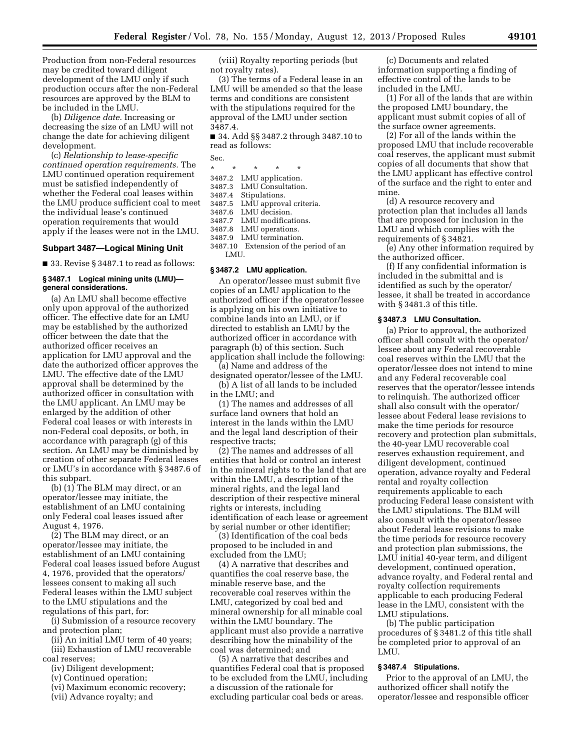Production from non-Federal resources may be credited toward diligent development of the LMU only if such production occurs after the non-Federal resources are approved by the BLM to be included in the LMU.

(b) *Diligence date.* Increasing or decreasing the size of an LMU will not change the date for achieving diligent development.

(c) *Relationship to lease-specific continued operation requirements.* The LMU continued operation requirement must be satisfied independently of whether the Federal coal leases within the LMU produce sufficient coal to meet the individual lease's continued operation requirements that would apply if the leases were not in the LMU.

## Subpart 3487—Logical Mining Unit

■ 33. Revise § 3487.1 to read as follows:

### § 3487.1 Logical mining units (LMU)—general considerations.

(a) An LMU shall become effective only upon approval of the authorized officer. The effective date for an LMU may be established by the authorized officer between the date that the authorized officer receives an application for LMU approval and the date the authorized officer approves the LMU. The effective date of the LMU approval shall be determined by the authorized officer in consultation with the LMU applicant. An LMU may be enlarged by the addition of other Federal coal leases or with interests in non-Federal coal deposits, or both, in accordance with paragraph (g) of this section. An LMU may be diminished by creation of other separate Federal leases or LMU's in accordance with § 3487.6 of this subpart.

(b) (1) The BLM may direct, or an operator/lessee may initiate, the establishment of an LMU containing only Federal coal leases issued after August 4, 1976.

(2) The BLM may direct, or an operator/lessee may initiate, the establishment of an LMU containing Federal coal leases issued before August 4, 1976, provided that the operators/lessees consent to making all such Federal leases within the LMU subject to the LMU stipulations and the regulations of this part, for:

(i) Submission of a resource recovery and protection plan;

(ii) An initial LMU term of 40 years;

(iii) Exhaustion of LMU recoverable coal reserves;

(iv) Diligent development;

(v) Continued operation;

(vi) Maximum economic recovery;

(vii) Advance royalty; and

(viii) Royalty reporting periods (but not royalty rates).

(3) The terms of a Federal lease in an LMU will be amended so that the lease terms and conditions are consistent with the stipulations required for the approval of the LMU under section 3487.4.

■ 34. Add §§ 3487.2 through 3487.10 to read as follows:

Sec.

\* \* \* \* \*

3487.2 LMU application.
3487.3 LMU Consultation.
3487.4 Stipulations.
3487.5 LMU approval criteria.
3487.6 LMU decision.
3487.7 LMU modifications.
3487.8 LMU operations.
3487.9 LMU termination.
3487.10 Extension of the period of an LMU.

### § 3487.2 LMU application.

An operator/lessee must submit five copies of an LMU application to the authorized officer if the operator/lessee is applying on his own initiative to combine lands into an LMU, or if directed to establish an LMU by the authorized officer in accordance with paragraph (b) of this section. Such application shall include the following:

(a) Name and address of the designated operator/lessee of the LMU.

(b) A list of all lands to be included in the LMU; and

(1) The names and addresses of all surface land owners that hold an interest in the lands within the LMU and the legal land description of their respective tracts;

(2) The names and addresses of all entities that hold or control an interest in the mineral rights to the land that are within the LMU, a description of the mineral rights, and the legal land description of their respective mineral rights or interests, including identification of each lease or agreement by serial number or other identifier;

(3) Identification of the coal beds proposed to be included in and excluded from the LMU;

(4) A narrative that describes and quantifies the coal reserve base, the minable reserve base, and the recoverable coal reserves within the LMU, categorized by coal bed and mineral ownership for all minable coal within the LMU boundary. The applicant must also provide a narrative describing how the minability of the coal was determined; and

(5) A narrative that describes and quantifies Federal coal that is proposed to be excluded from the LMU, including a discussion of the rationale for excluding particular coal beds or areas.

(c) Documents and related information supporting a finding of effective control of the lands to be included in the LMU.

(1) For all of the lands that are within the proposed LMU boundary, the applicant must submit copies of all of the surface owner agreements.

(2) For all of the lands within the proposed LMU that include recoverable coal reserves, the applicant must submit copies of all documents that show that the LMU applicant has effective control of the surface and the right to enter and mine.

(d) A resource recovery and protection plan that includes all lands that are proposed for inclusion in the LMU and which complies with the requirements of § 34821.

(e) Any other information required by the authorized officer.

(f) If any confidential information is included in the submittal and is identified as such by the operator/lessee, it shall be treated in accordance with § 3481.3 of this title.

### § 3487.3 LMU Consultation.

(a) Prior to approval, the authorized officer shall consult with the operator/lessee about any Federal recoverable coal reserves within the LMU that the operator/lessee does not intend to mine and any Federal recoverable coal reserves that the operator/lessee intends to relinquish. The authorized officer shall also consult with the operator/lessee about Federal lease revisions to make the time periods for resource recovery and protection plan submittals, the 40-year LMU recoverable coal reserves exhaustion requirement, and diligent development, continued operation, advance royalty and Federal rental and royalty collection requirements applicable to each producing Federal lease consistent with the LMU stipulations. The BLM will also consult with the operator/lessee about Federal lease revisions to make the time periods for resource recovery and protection plan submissions, the LMU initial 40-year term, and diligent development, continued operation, advance royalty, and Federal rental and royalty collection requirements applicable to each producing Federal lease in the LMU, consistent with the LMU stipulations.

(b) The public participation procedures of § 3481.2 of this title shall be completed prior to approval of an LMU.

### § 3487.4 Stipulations.

Prior to the approval of an LMU, the authorized officer shall notify the operator/lessee and responsible officer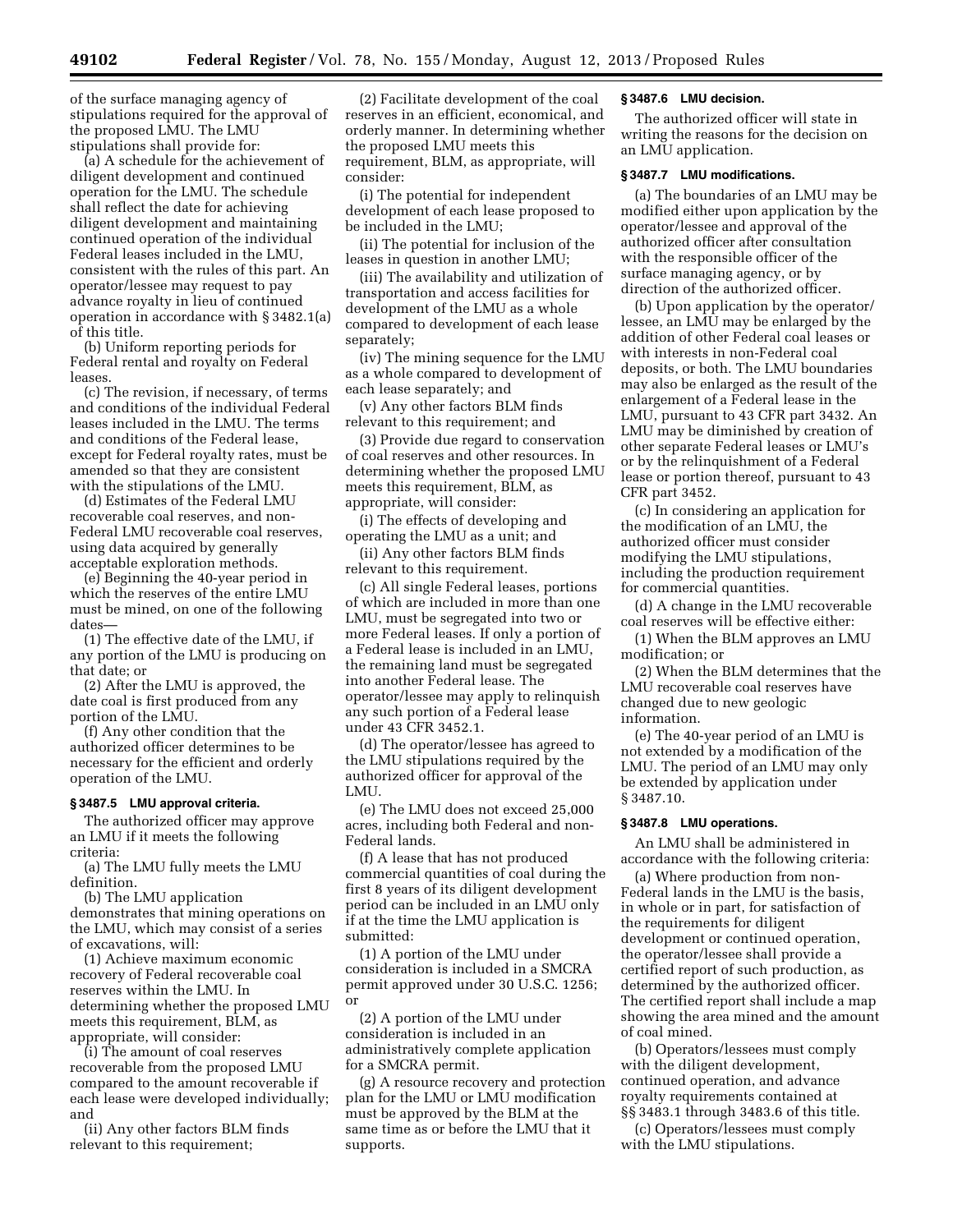of the surface managing agency of stipulations required for the approval of the proposed LMU. The LMU stipulations shall provide for:

(a) A schedule for the achievement of diligent development and continued operation for the LMU. The schedule shall reflect the date for achieving diligent development and maintaining continued operation of the individual Federal leases included in the LMU, consistent with the rules of this part. An operator/lessee may request to pay advance royalty in lieu of continued operation in accordance with § 3482.1(a) of this title.

(b) Uniform reporting periods for Federal rental and royalty on Federal leases.

(c) The revision, if necessary, of terms and conditions of the individual Federal leases included in the LMU. The terms and conditions of the Federal lease, except for Federal royalty rates, must be amended so that they are consistent with the stipulations of the LMU.

(d) Estimates of the Federal LMU recoverable coal reserves, and non-Federal LMU recoverable coal reserves, using data acquired by generally acceptable exploration methods.

(e) Beginning the 40-year period in which the reserves of the entire LMU must be mined, on one of the following dates—

(1) The effective date of the LMU, if any portion of the LMU is producing on that date; or

(2) After the LMU is approved, the date coal is first produced from any portion of the LMU.

(f) Any other condition that the authorized officer determines to be necessary for the efficient and orderly operation of the LMU.

**§ 3487.5 LMU approval criteria.**

The authorized officer may approve an LMU if it meets the following criteria:

(a) The LMU fully meets the LMU definition.

(b) The LMU application demonstrates that mining operations on the LMU, which may consist of a series of excavations, will:

(1) Achieve maximum economic recovery of Federal recoverable coal reserves within the LMU. In determining whether the proposed LMU meets this requirement, BLM, as appropriate, will consider:

(i) The amount of coal reserves recoverable from the proposed LMU compared to the amount recoverable if each lease were developed individually; and

(ii) Any other factors BLM finds relevant to this requirement;

(2) Facilitate development of the coal reserves in an efficient, economical, and orderly manner. In determining whether the proposed LMU meets this requirement, BLM, as appropriate, will consider:

(i) The potential for independent development of each lease proposed to be included in the LMU;

(ii) The potential for inclusion of the leases in question in another LMU;

(iii) The availability and utilization of transportation and access facilities for development of the LMU as a whole compared to development of each lease separately;

(iv) The mining sequence for the LMU as a whole compared to development of each lease separately; and

(v) Any other factors BLM finds relevant to this requirement; and

(3) Provide due regard to conservation of coal reserves and other resources. In determining whether the proposed LMU meets this requirement, BLM, as appropriate, will consider:

(i) The effects of developing and operating the LMU as a unit; and

(ii) Any other factors BLM finds relevant to this requirement.

(c) All single Federal leases, portions of which are included in more than one LMU, must be segregated into two or more Federal leases. If only a portion of a Federal lease is included in an LMU, the remaining land must be segregated into another Federal lease. The operator/lessee may apply to relinquish any such portion of a Federal lease under 43 CFR 3452.1.

(d) The operator/lessee has agreed to the LMU stipulations required by the authorized officer for approval of the LMU.

(e) The LMU does not exceed 25,000 acres, including both Federal and non-Federal lands.

(f) A lease that has not produced commercial quantities of coal during the first 8 years of its diligent development period can be included in an LMU only if at the time the LMU application is submitted:

(1) A portion of the LMU under consideration is included in a SMCRA permit approved under 30 U.S.C. 1256; or

(2) A portion of the LMU under consideration is included in an administratively complete application for a SMCRA permit.

(g) A resource recovery and protection plan for the LMU or LMU modification must be approved by the BLM at the same time as or before the LMU that it supports.

**§ 3487.6 LMU decision.**

The authorized officer will state in writing the reasons for the decision on an LMU application.

**§ 3487.7 LMU modifications.**

(a) The boundaries of an LMU may be modified either upon application by the operator/lessee and approval of the authorized officer after consultation with the responsible officer of the surface managing agency, or by direction of the authorized officer.

(b) Upon application by the operator/lessee, an LMU may be enlarged by the addition of other Federal coal leases or with interests in non-Federal coal deposits, or both. The LMU boundaries may also be enlarged as the result of the enlargement of a Federal lease in the LMU, pursuant to 43 CFR part 3432. An LMU may be diminished by creation of other separate Federal leases or LMU's or by the relinquishment of a Federal lease or portion thereof, pursuant to 43 CFR part 3452.

(c) In considering an application for the modification of an LMU, the authorized officer must consider modifying the LMU stipulations, including the production requirement for commercial quantities.

(d) A change in the LMU recoverable coal reserves will be effective either:

(1) When the BLM approves an LMU modification; or

(2) When the BLM determines that the LMU recoverable coal reserves have changed due to new geologic information.

(e) The 40-year period of an LMU is not extended by a modification of the LMU. The period of an LMU may only be extended by application under § 3487.10.

**§ 3487.8 LMU operations.**

An LMU shall be administered in accordance with the following criteria:

(a) Where production from non-Federal lands in the LMU is the basis, in whole or in part, for satisfaction of the requirements for diligent development or continued operation, the operator/lessee shall provide a certified report of such production, as determined by the authorized officer. The certified report shall include a map showing the area mined and the amount of coal mined.

(b) Operators/lessees must comply with the diligent development, continued operation, and advance royalty requirements contained at §§ 3483.1 through 3483.6 of this title.

(c) Operators/lessees must comply with the LMU stipulations.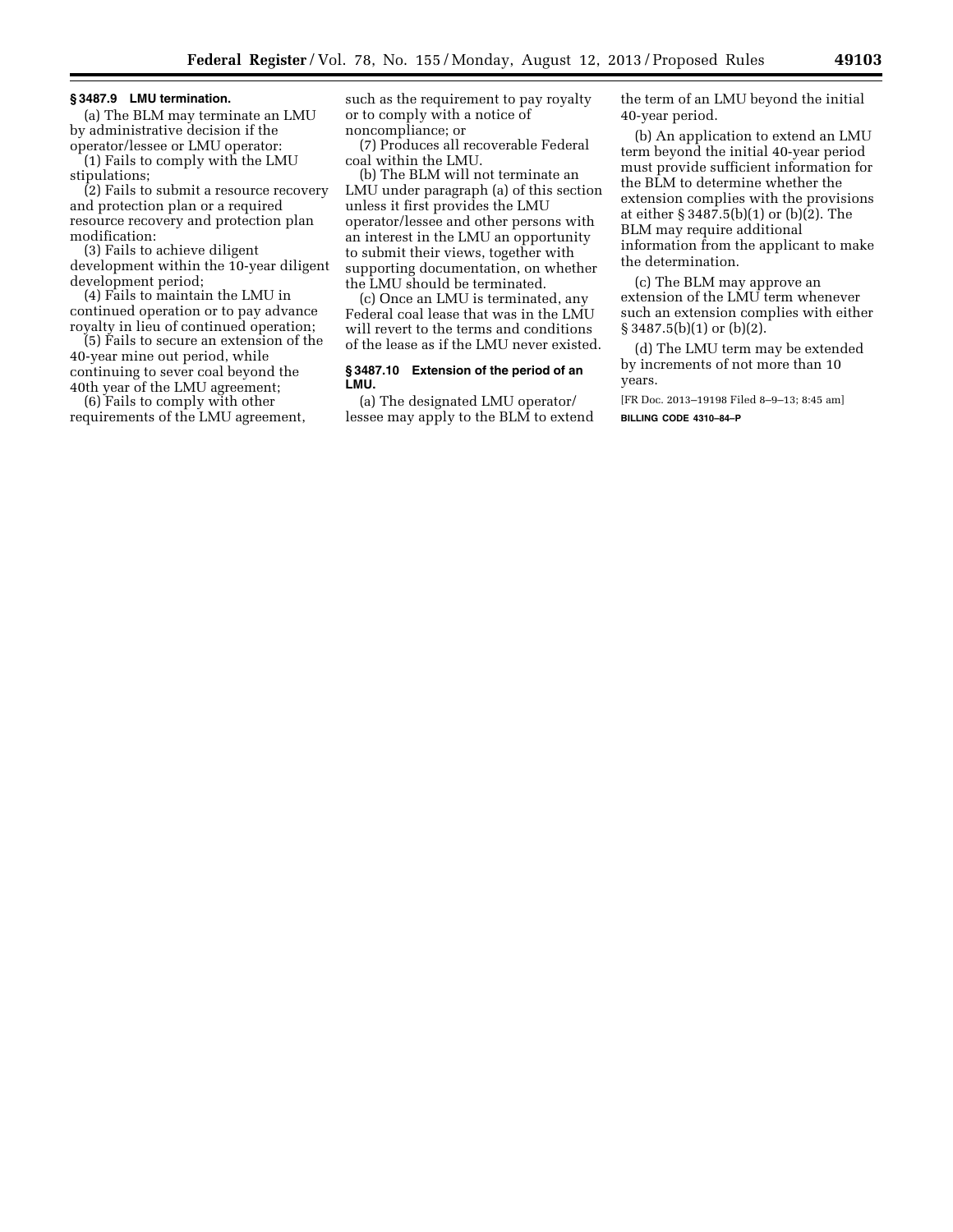### § 3487.9 LMU termination.

(a) The BLM may terminate an LMU by administrative decision if the operator/lessee or LMU operator:

(1) Fails to comply with the LMU stipulations;

(2) Fails to submit a resource recovery and protection plan or a required resource recovery and protection plan modification:

(3) Fails to achieve diligent development within the 10-year diligent development period;

(4) Fails to maintain the LMU in continued operation or to pay advance royalty in lieu of continued operation;

(5) Fails to secure an extension of the 40-year mine out period, while continuing to sever coal beyond the 40th year of the LMU agreement;

(6) Fails to comply with other requirements of the LMU agreement, such as the requirement to pay royalty or to comply with a notice of noncompliance; or

(7) Produces all recoverable Federal coal within the LMU.

(b) The BLM will not terminate an LMU under paragraph (a) of this section unless it first provides the LMU operator/lessee and other persons with an interest in the LMU an opportunity to submit their views, together with supporting documentation, on whether the LMU should be terminated.

(c) Once an LMU is terminated, any Federal coal lease that was in the LMU will revert to the terms and conditions of the lease as if the LMU never existed.

### § 3487.10 Extension of the period of an LMU.

(a) The designated LMU operator/lessee may apply to the BLM to extend the term of an LMU beyond the initial 40-year period.

(b) An application to extend an LMU term beyond the initial 40-year period must provide sufficient information for the BLM to determine whether the extension complies with the provisions at either § 3487.5(b)(1) or (b)(2). The BLM may require additional information from the applicant to make the determination.

(c) The BLM may approve an extension of the LMU term whenever such an extension complies with either § 3487.5(b)(1) or (b)(2).

(d) The LMU term may be extended by increments of not more than 10 years.

[FR Doc. 2013–19198 Filed 8–9–13; 8:45 am]

**BILLING CODE 4310–84–P**